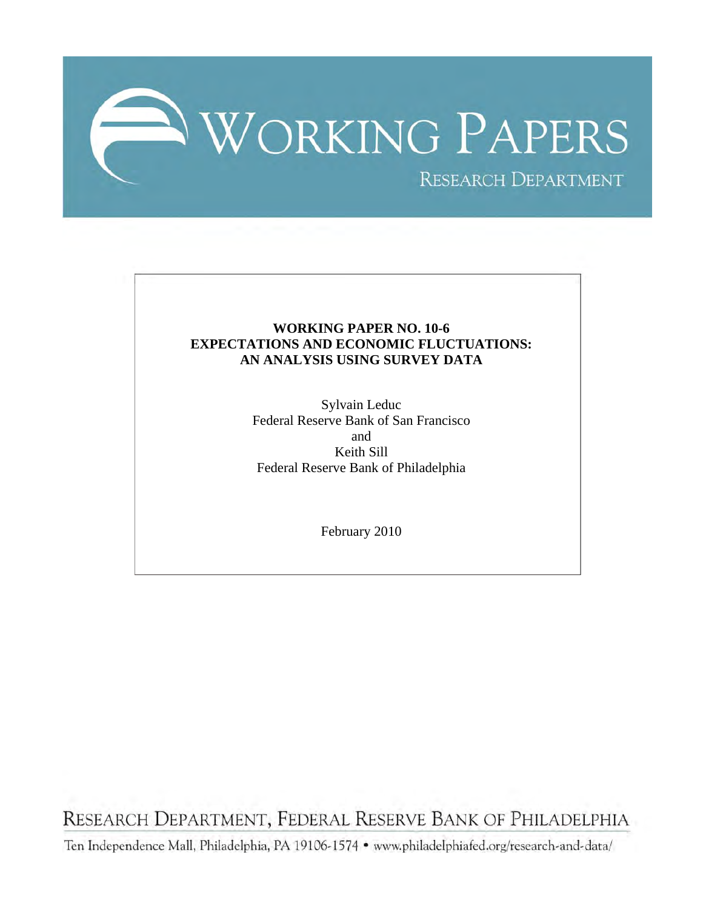# WORKING PAPERS

RESEARCH DEPARTMENT

**WORKING PAPER NO. 10-6**
**EXPECTATIONS AND ECONOMIC FLUCTUATIONS:**
**AN ANALYSIS USING SURVEY DATA**

Sylvain Leduc
Federal Reserve Bank of San Francisco
and
Keith Sill
Federal Reserve Bank of Philadelphia

February 2010

RESEARCH DEPARTMENT, FEDERAL RESERVE BANK OF PHILADELPHIA

Ten Independence Mall, Philadelphia, PA 19106-1574 • www.philadelphiafed.org/research-and-data/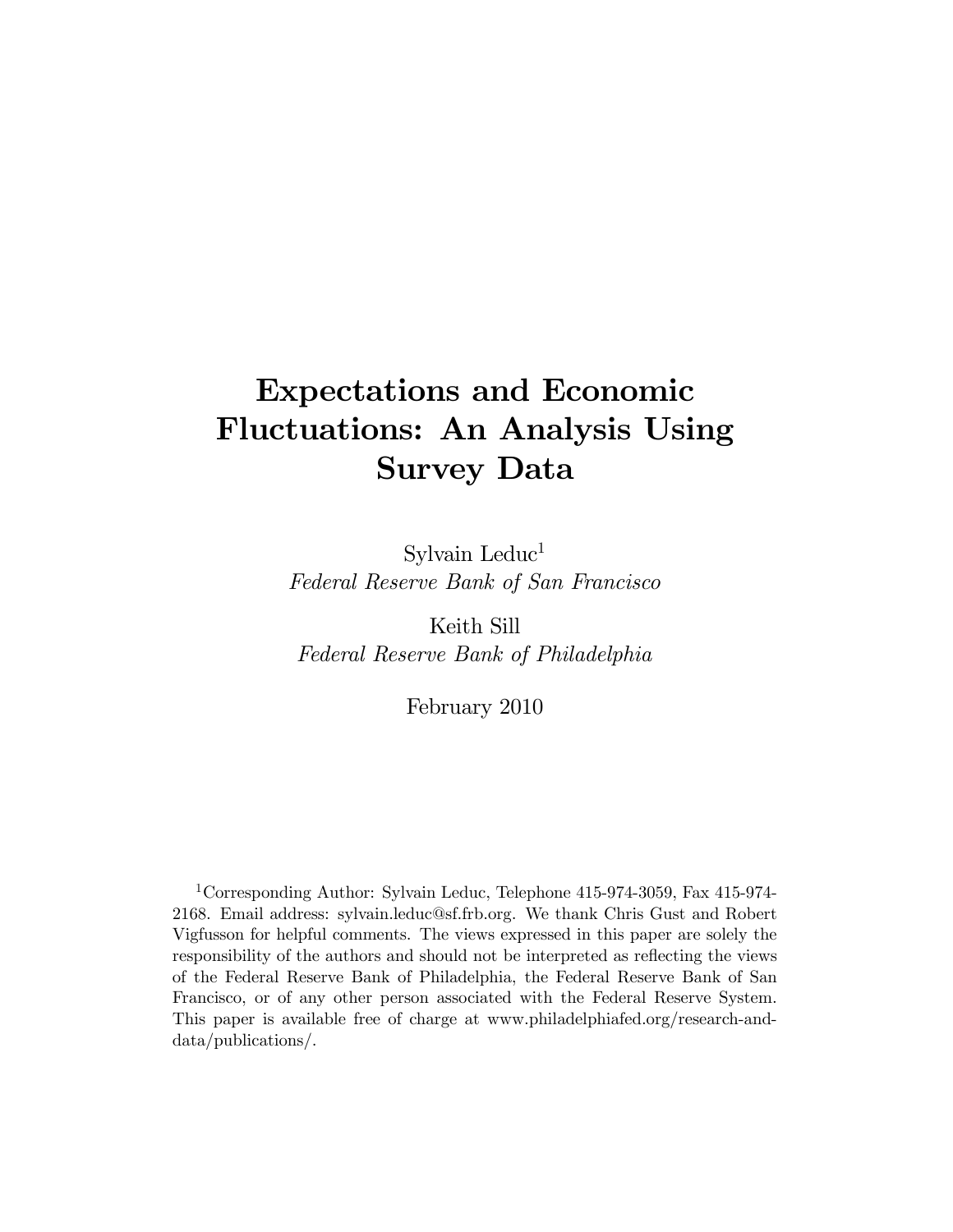# Expectations and Economic Fluctuations: An Analysis Using Survey Data

Sylvain Leduc[1]
*Federal Reserve Bank of San Francisco*

Keith Sill
*Federal Reserve Bank of Philadelphia*

February 2010

[1]Corresponding Author: Sylvain Leduc, Telephone 415-974-3059, Fax 415-974-2168. Email address: sylvain.leduc@sf.frb.org. We thank Chris Gust and Robert Vigfusson for helpful comments. The views expressed in this paper are solely the responsibility of the authors and should not be interpreted as reflecting the views of the Federal Reserve Bank of Philadelphia, the Federal Reserve Bank of San Francisco, or of any other person associated with the Federal Reserve System. This paper is available free of charge at www.philadelphiafed.org/research-and-data/publications/.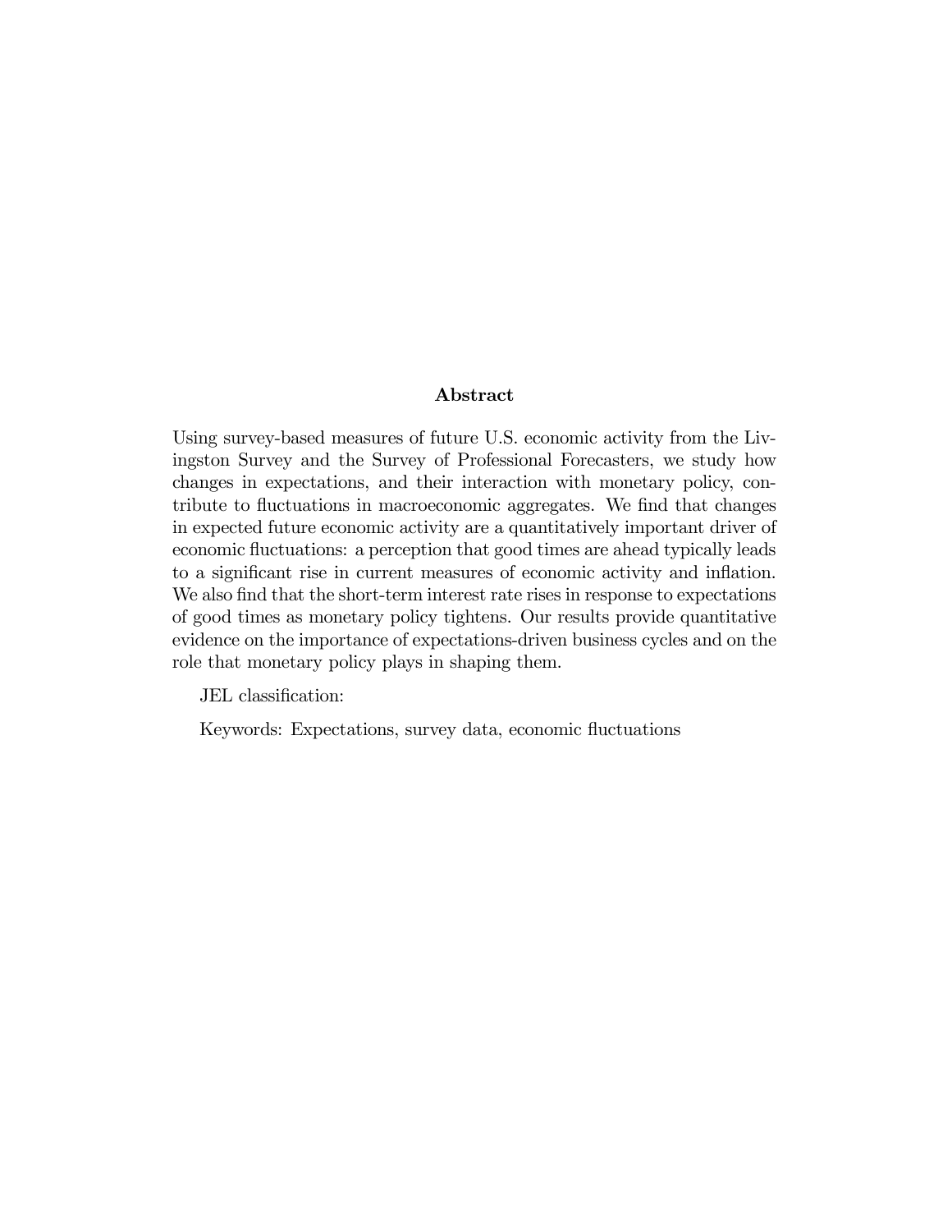## Abstract

Using survey-based measures of future U.S. economic activity from the Livingston Survey and the Survey of Professional Forecasters, we study how changes in expectations, and their interaction with monetary policy, contribute to fluctuations in macroeconomic aggregates. We find that changes in expected future economic activity are a quantitatively important driver of economic fluctuations: a perception that good times are ahead typically leads to a significant rise in current measures of economic activity and inflation. We also find that the short-term interest rate rises in response to expectations of good times as monetary policy tightens. Our results provide quantitative evidence on the importance of expectations-driven business cycles and on the role that monetary policy plays in shaping them.

JEL classification:

Keywords: Expectations, survey data, economic fluctuations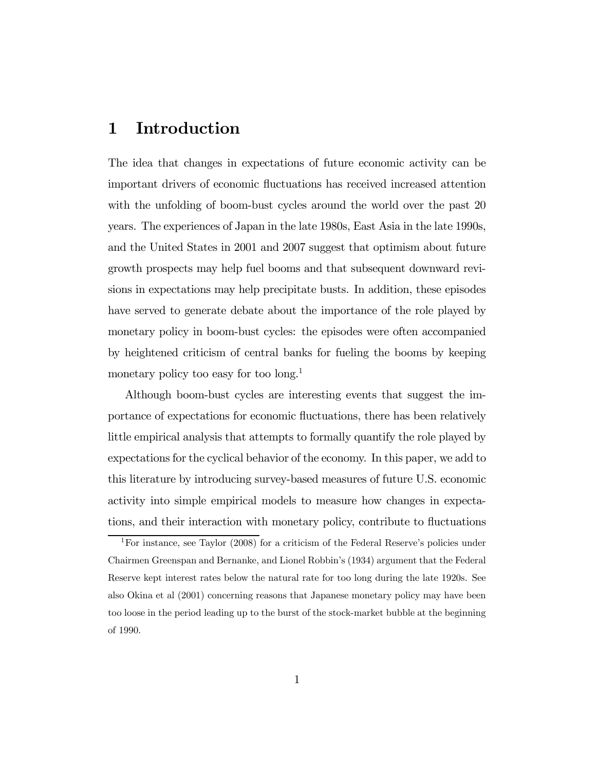# 1 Introduction

The idea that changes in expectations of future economic activity can be important drivers of economic fluctuations has received increased attention with the unfolding of boom-bust cycles around the world over the past 20 years. The experiences of Japan in the late 1980s, East Asia in the late 1990s, and the United States in 2001 and 2007 suggest that optimism about future growth prospects may help fuel booms and that subsequent downward revisions in expectations may help precipitate busts. In addition, these episodes have served to generate debate about the importance of the role played by monetary policy in boom-bust cycles: the episodes were often accompanied by heightened criticism of central banks for fueling the booms by keeping monetary policy too easy for too long.[1]

Although boom-bust cycles are interesting events that suggest the importance of expectations for economic fluctuations, there has been relatively little empirical analysis that attempts to formally quantify the role played by expectations for the cyclical behavior of the economy. In this paper, we add to this literature by introducing survey-based measures of future U.S. economic activity into simple empirical models to measure how changes in expectations, and their interaction with monetary policy, contribute to fluctuations

[1] For instance, see Taylor (2008) for a criticism of the Federal Reserve's policies under Chairmen Greenspan and Bernanke, and Lionel Robbin's (1934) argument that the Federal Reserve kept interest rates below the natural rate for too long during the late 1920s. See also Okina et al (2001) concerning reasons that Japanese monetary policy may have been too loose in the period leading up to the burst of the stock-market bubble at the beginning of 1990.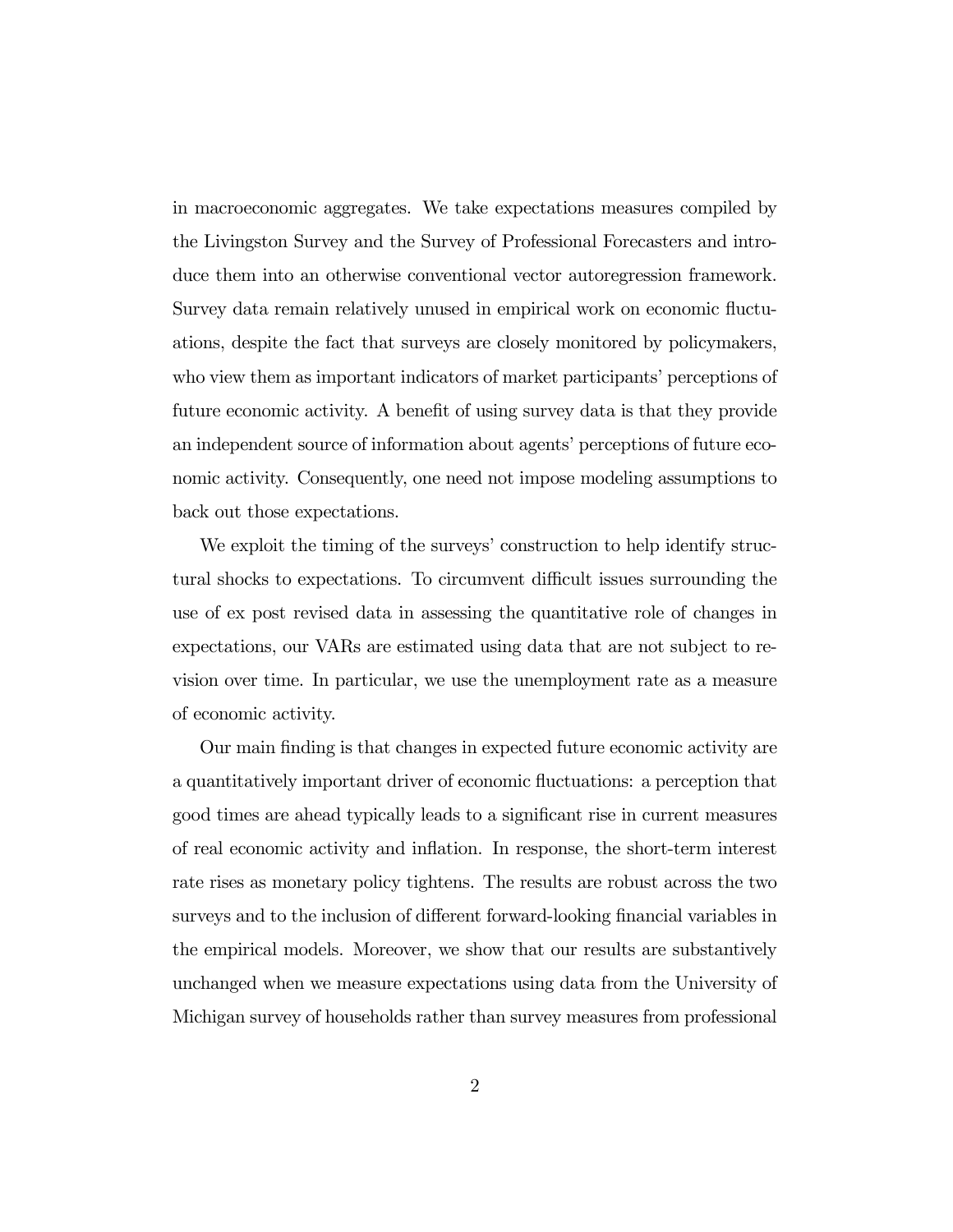in macroeconomic aggregates. We take expectations measures compiled by the Livingston Survey and the Survey of Professional Forecasters and introduce them into an otherwise conventional vector autoregression framework. Survey data remain relatively unused in empirical work on economic fluctuations, despite the fact that surveys are closely monitored by policymakers, who view them as important indicators of market participants' perceptions of future economic activity. A benefit of using survey data is that they provide an independent source of information about agents' perceptions of future economic activity. Consequently, one need not impose modeling assumptions to back out those expectations.

We exploit the timing of the surveys' construction to help identify structural shocks to expectations. To circumvent difficult issues surrounding the use of ex post revised data in assessing the quantitative role of changes in expectations, our VARs are estimated using data that are not subject to revision over time. In particular, we use the unemployment rate as a measure of economic activity.

Our main finding is that changes in expected future economic activity are a quantitatively important driver of economic fluctuations: a perception that good times are ahead typically leads to a significant rise in current measures of real economic activity and inflation. In response, the short-term interest rate rises as monetary policy tightens. The results are robust across the two surveys and to the inclusion of different forward-looking financial variables in the empirical models. Moreover, we show that our results are substantively unchanged when we measure expectations using data from the University of Michigan survey of households rather than survey measures from professional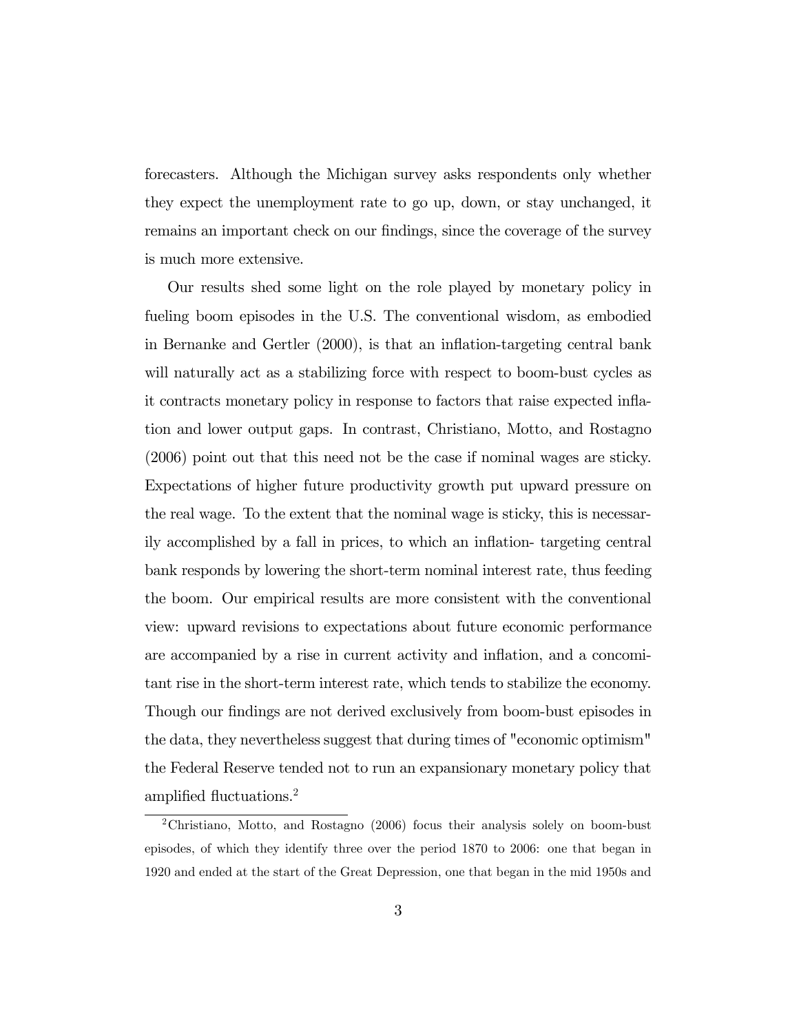forecasters. Although the Michigan survey asks respondents only whether they expect the unemployment rate to go up, down, or stay unchanged, it remains an important check on our findings, since the coverage of the survey is much more extensive.

Our results shed some light on the role played by monetary policy in fueling boom episodes in the U.S. The conventional wisdom, as embodied in Bernanke and Gertler (2000), is that an inflation-targeting central bank will naturally act as a stabilizing force with respect to boom-bust cycles as it contracts monetary policy in response to factors that raise expected inflation and lower output gaps. In contrast, Christiano, Motto, and Rostagno (2006) point out that this need not be the case if nominal wages are sticky. Expectations of higher future productivity growth put upward pressure on the real wage. To the extent that the nominal wage is sticky, this is necessarily accomplished by a fall in prices, to which an inflation- targeting central bank responds by lowering the short-term nominal interest rate, thus feeding the boom. Our empirical results are more consistent with the conventional view: upward revisions to expectations about future economic performance are accompanied by a rise in current activity and inflation, and a concomitant rise in the short-term interest rate, which tends to stabilize the economy. Though our findings are not derived exclusively from boom-bust episodes in the data, they nevertheless suggest that during times of "economic optimism" the Federal Reserve tended not to run an expansionary monetary policy that amplified fluctuations.[2]

[2] Christiano, Motto, and Rostagno (2006) focus their analysis solely on boom-bust episodes, of which they identify three over the period 1870 to 2006: one that began in 1920 and ended at the start of the Great Depression, one that began in the mid 1950s and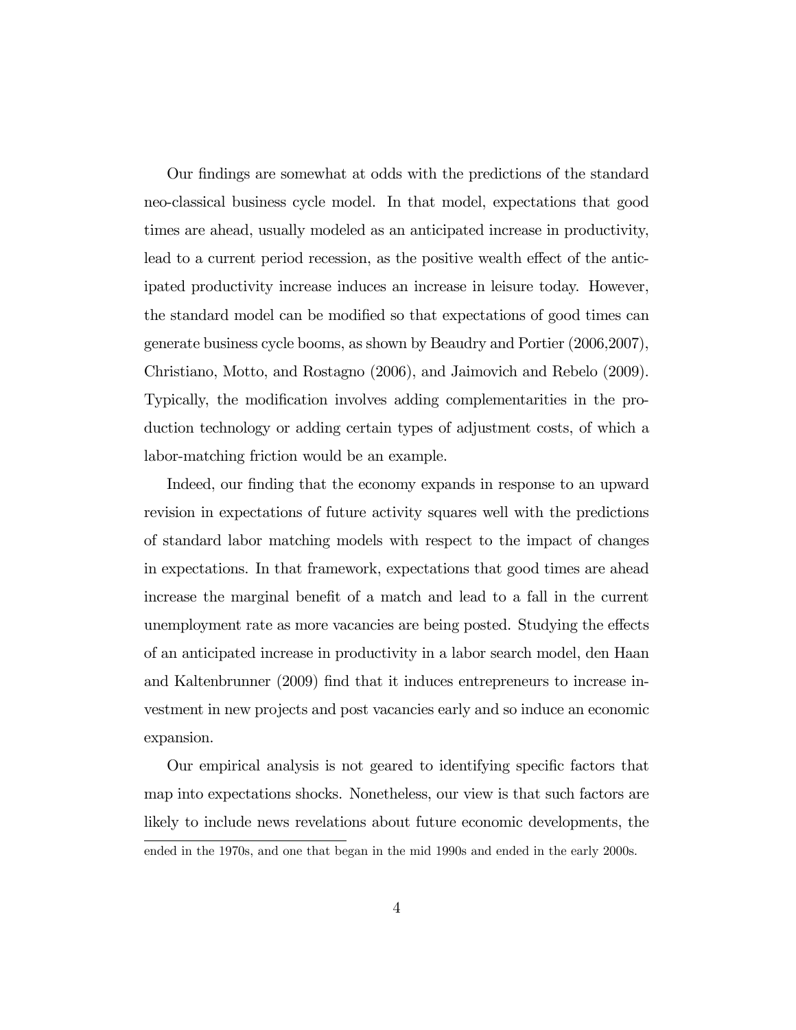Our findings are somewhat at odds with the predictions of the standard neo-classical business cycle model. In that model, expectations that good times are ahead, usually modeled as an anticipated increase in productivity, lead to a current period recession, as the positive wealth effect of the anticipated productivity increase induces an increase in leisure today. However, the standard model can be modified so that expectations of good times can generate business cycle booms, as shown by Beaudry and Portier (2006,2007), Christiano, Motto, and Rostagno (2006), and Jaimovich and Rebelo (2009). Typically, the modification involves adding complementarities in the production technology or adding certain types of adjustment costs, of which a labor-matching friction would be an example.

Indeed, our finding that the economy expands in response to an upward revision in expectations of future activity squares well with the predictions of standard labor matching models with respect to the impact of changes in expectations. In that framework, expectations that good times are ahead increase the marginal benefit of a match and lead to a fall in the current unemployment rate as more vacancies are being posted. Studying the effects of an anticipated increase in productivity in a labor search model, den Haan and Kaltenbrunner (2009) find that it induces entrepreneurs to increase investment in new projects and post vacancies early and so induce an economic expansion.

Our empirical analysis is not geared to identifying specific factors that map into expectations shocks. Nonetheless, our view is that such factors are likely to include news revelations about future economic developments, the

ended in the 1970s, and one that began in the mid 1990s and ended in the early 2000s.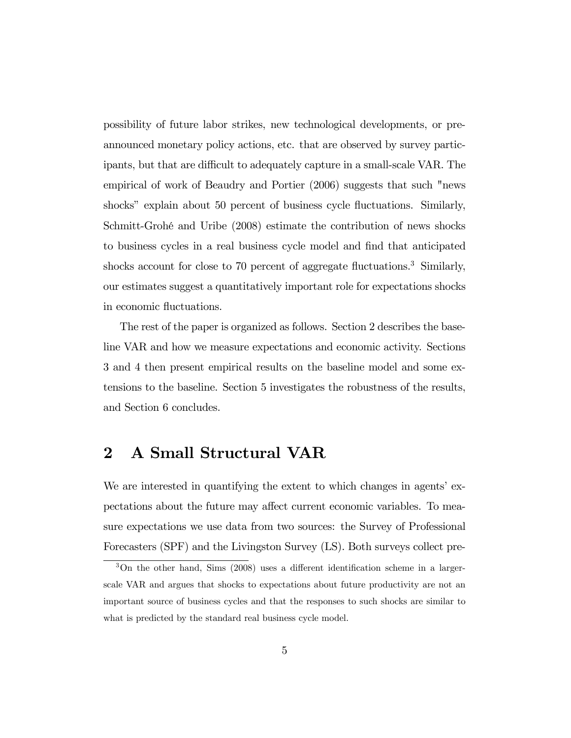possibility of future labor strikes, new technological developments, or pre-announced monetary policy actions, etc. that are observed by survey participants, but that are difficult to adequately capture in a small-scale VAR. The empirical of work of Beaudry and Portier (2006) suggests that such "news shocks" explain about 50 percent of business cycle fluctuations. Similarly, Schmitt-Grohé and Uribe (2008) estimate the contribution of news shocks to business cycles in a real business cycle model and find that anticipated shocks account for close to 70 percent of aggregate fluctuations.[3] Similarly, our estimates suggest a quantitatively important role for expectations shocks in economic fluctuations.

The rest of the paper is organized as follows. Section 2 describes the baseline VAR and how we measure expectations and economic activity. Sections 3 and 4 then present empirical results on the baseline model and some extensions to the baseline. Section 5 investigates the robustness of the results, and Section 6 concludes.

## 2 A Small Structural VAR

We are interested in quantifying the extent to which changes in agents' expectations about the future may affect current economic variables. To measure expectations we use data from two sources: the Survey of Professional Forecasters (SPF) and the Livingston Survey (LS). Both surveys collect pre-

[3] On the other hand, Sims (2008) uses a different identification scheme in a larger-scale VAR and argues that shocks to expectations about future productivity are not an important source of business cycles and that the responses to such shocks are similar to what is predicted by the standard real business cycle model.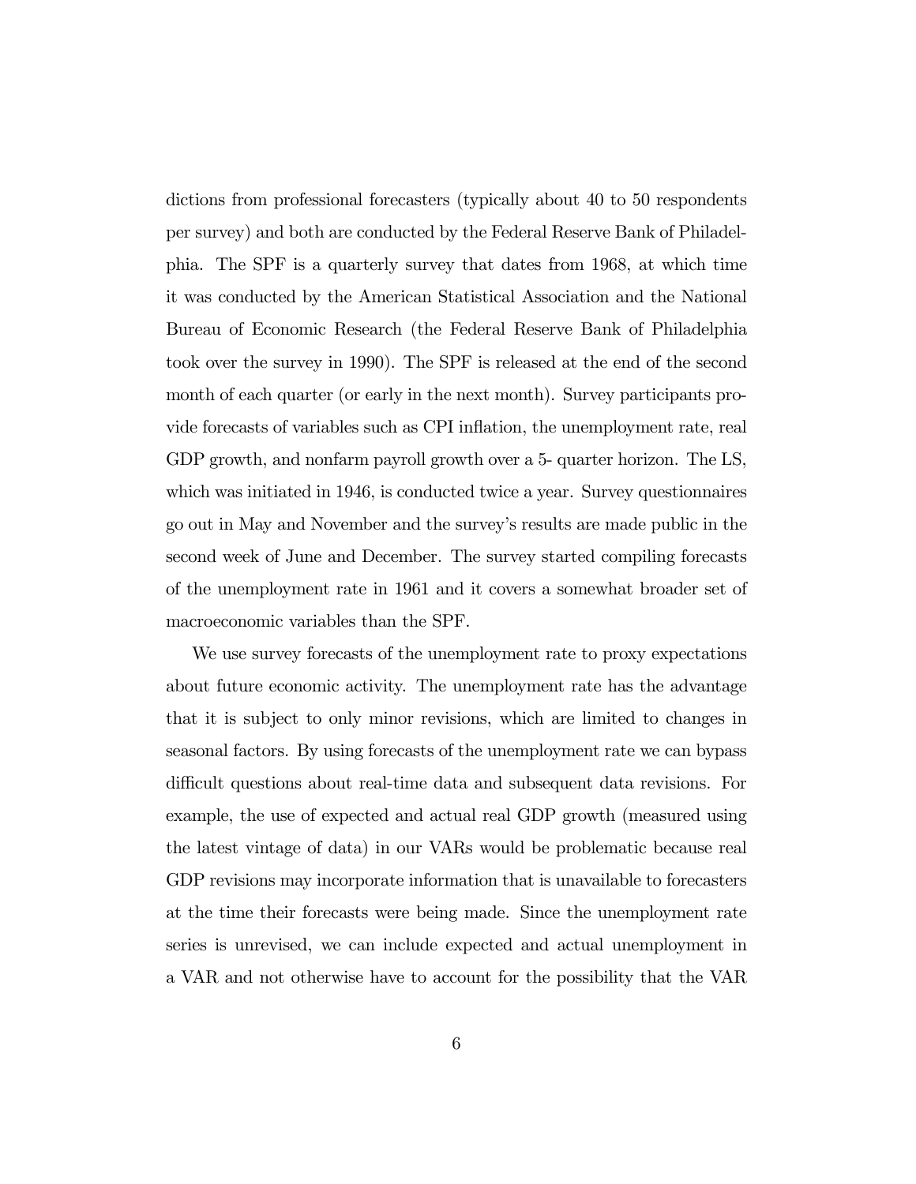dictions from professional forecasters (typically about 40 to 50 respondents per survey) and both are conducted by the Federal Reserve Bank of Philadelphia. The SPF is a quarterly survey that dates from 1968, at which time it was conducted by the American Statistical Association and the National Bureau of Economic Research (the Federal Reserve Bank of Philadelphia took over the survey in 1990). The SPF is released at the end of the second month of each quarter (or early in the next month). Survey participants provide forecasts of variables such as CPI inflation, the unemployment rate, real GDP growth, and nonfarm payroll growth over a 5- quarter horizon. The LS, which was initiated in 1946, is conducted twice a year. Survey questionnaires go out in May and November and the survey's results are made public in the second week of June and December. The survey started compiling forecasts of the unemployment rate in 1961 and it covers a somewhat broader set of macroeconomic variables than the SPF.

We use survey forecasts of the unemployment rate to proxy expectations about future economic activity. The unemployment rate has the advantage that it is subject to only minor revisions, which are limited to changes in seasonal factors. By using forecasts of the unemployment rate we can bypass difficult questions about real-time data and subsequent data revisions. For example, the use of expected and actual real GDP growth (measured using the latest vintage of data) in our VARs would be problematic because real GDP revisions may incorporate information that is unavailable to forecasters at the time their forecasts were being made. Since the unemployment rate series is unrevised, we can include expected and actual unemployment in a VAR and not otherwise have to account for the possibility that the VAR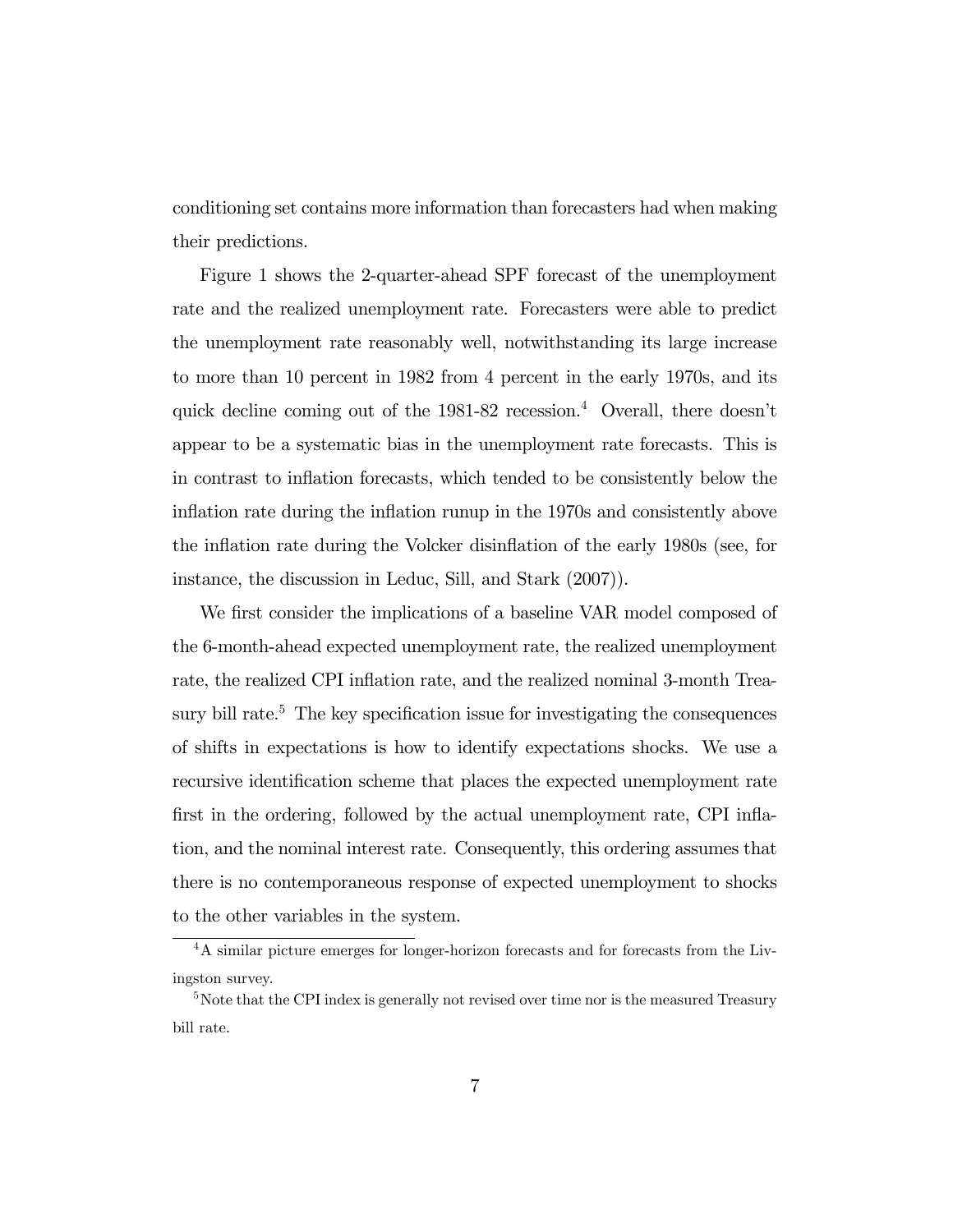conditioning set contains more information than forecasters had when making their predictions.

Figure 1 shows the 2-quarter-ahead SPF forecast of the unemployment rate and the realized unemployment rate. Forecasters were able to predict the unemployment rate reasonably well, notwithstanding its large increase to more than 10 percent in 1982 from 4 percent in the early 1970s, and its quick decline coming out of the 1981-82 recession.[4] Overall, there doesn't appear to be a systematic bias in the unemployment rate forecasts. This is in contrast to inflation forecasts, which tended to be consistently below the inflation rate during the inflation runup in the 1970s and consistently above the inflation rate during the Volcker disinflation of the early 1980s (see, for instance, the discussion in Leduc, Sill, and Stark (2007)).

We first consider the implications of a baseline VAR model composed of the 6-month-ahead expected unemployment rate, the realized unemployment rate, the realized CPI inflation rate, and the realized nominal 3-month Treasury bill rate.[5] The key specification issue for investigating the consequences of shifts in expectations is how to identify expectations shocks. We use a recursive identification scheme that places the expected unemployment rate first in the ordering, followed by the actual unemployment rate, CPI inflation, and the nominal interest rate. Consequently, this ordering assumes that there is no contemporaneous response of expected unemployment to shocks to the other variables in the system.

[4] A similar picture emerges for longer-horizon forecasts and for forecasts from the Livingston survey.

[5] Note that the CPI index is generally not revised over time nor is the measured Treasury bill rate.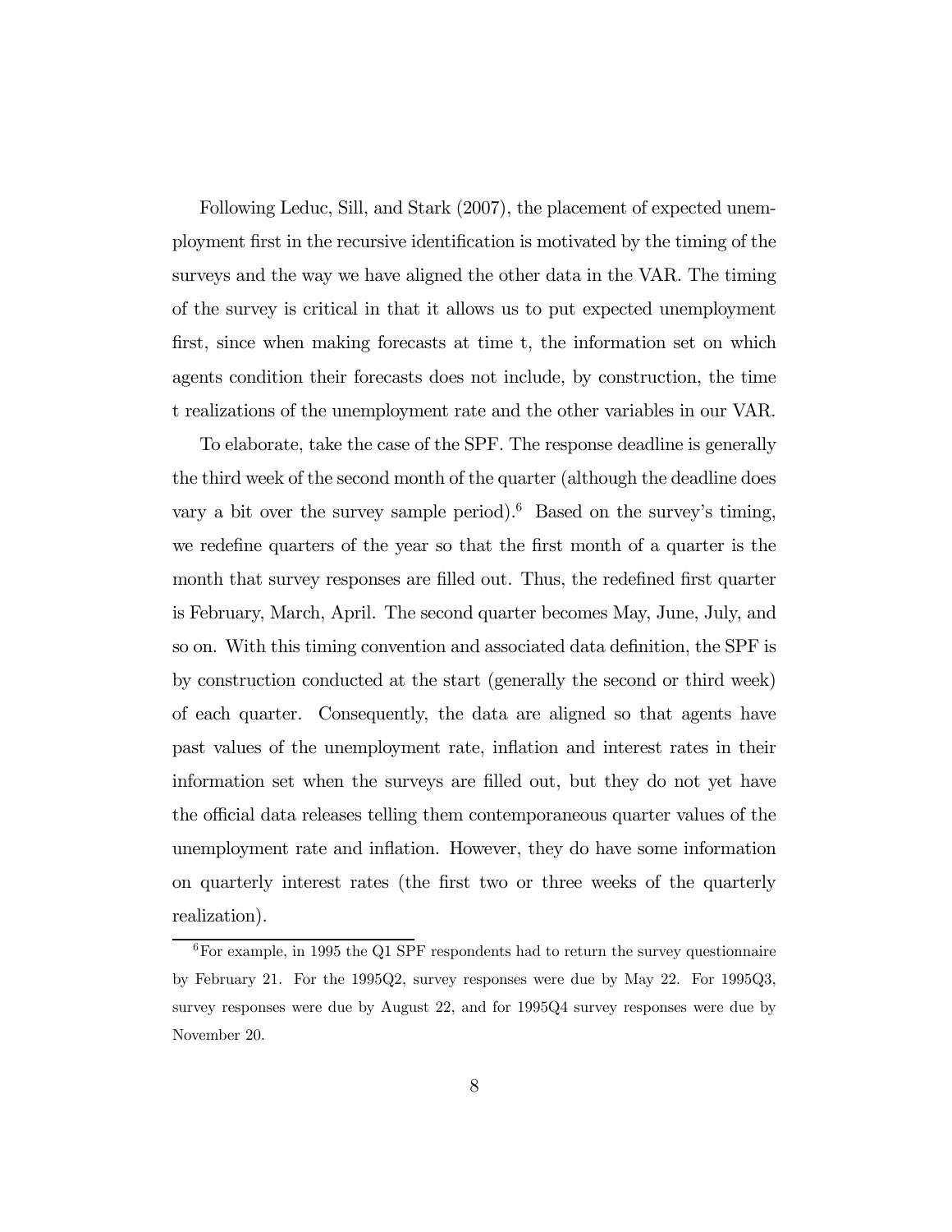Following Leduc, Sill, and Stark (2007), the placement of expected unemployment first in the recursive identification is motivated by the timing of the surveys and the way we have aligned the other data in the VAR. The timing of the survey is critical in that it allows us to put expected unemployment first, since when making forecasts at time t, the information set on which agents condition their forecasts does not include, by construction, the time t realizations of the unemployment rate and the other variables in our VAR.

To elaborate, take the case of the SPF. The response deadline is generally the third week of the second month of the quarter (although the deadline does vary a bit over the survey sample period).[6] Based on the survey's timing, we redefine quarters of the year so that the first month of a quarter is the month that survey responses are filled out. Thus, the redefined first quarter is February, March, April. The second quarter becomes May, June, July, and so on. With this timing convention and associated data definition, the SPF is by construction conducted at the start (generally the second or third week) of each quarter. Consequently, the data are aligned so that agents have past values of the unemployment rate, inflation and interest rates in their information set when the surveys are filled out, but they do not yet have the official data releases telling them contemporaneous quarter values of the unemployment rate and inflation. However, they do have some information on quarterly interest rates (the first two or three weeks of the quarterly realization).

[6] For example, in 1995 the Q1 SPF respondents had to return the survey questionnaire by February 21. For the 1995Q2, survey responses were due by May 22. For 1995Q3, survey responses were due by August 22, and for 1995Q4 survey responses were due by November 20.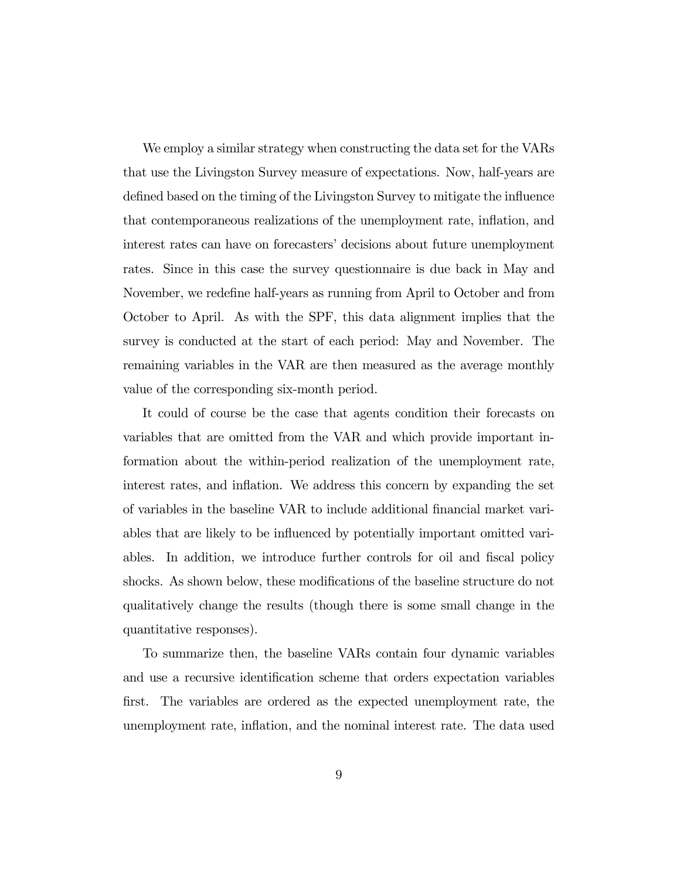We employ a similar strategy when constructing the data set for the VARs that use the Livingston Survey measure of expectations. Now, half-years are defined based on the timing of the Livingston Survey to mitigate the influence that contemporaneous realizations of the unemployment rate, inflation, and interest rates can have on forecasters' decisions about future unemployment rates. Since in this case the survey questionnaire is due back in May and November, we redefine half-years as running from April to October and from October to April. As with the SPF, this data alignment implies that the survey is conducted at the start of each period: May and November. The remaining variables in the VAR are then measured as the average monthly value of the corresponding six-month period.

It could of course be the case that agents condition their forecasts on variables that are omitted from the VAR and which provide important information about the within-period realization of the unemployment rate, interest rates, and inflation. We address this concern by expanding the set of variables in the baseline VAR to include additional financial market variables that are likely to be influenced by potentially important omitted variables. In addition, we introduce further controls for oil and fiscal policy shocks. As shown below, these modifications of the baseline structure do not qualitatively change the results (though there is some small change in the quantitative responses).

To summarize then, the baseline VARs contain four dynamic variables and use a recursive identification scheme that orders expectation variables first. The variables are ordered as the expected unemployment rate, the unemployment rate, inflation, and the nominal interest rate. The data used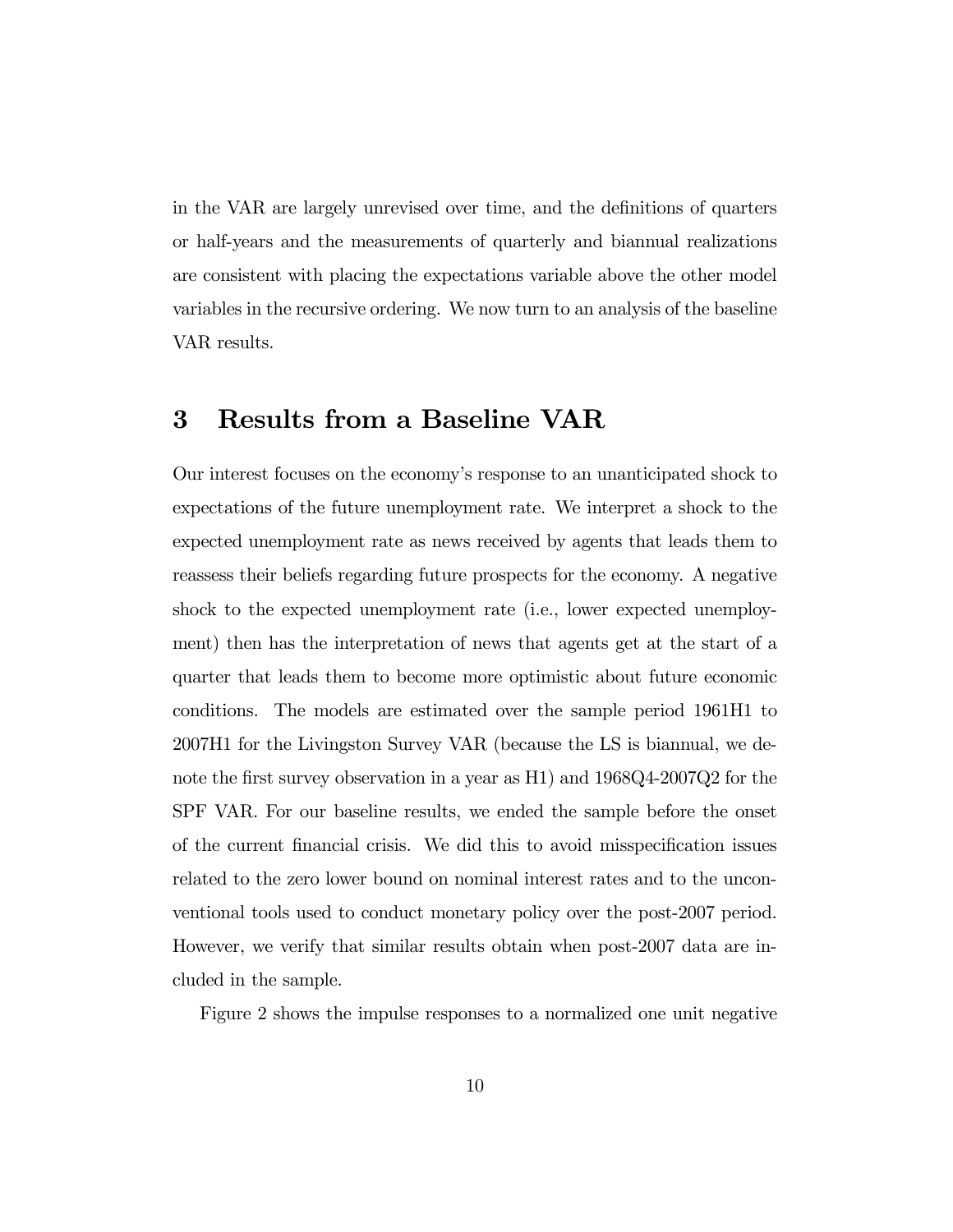in the VAR are largely unrevised over time, and the definitions of quarters or half-years and the measurements of quarterly and biannual realizations are consistent with placing the expectations variable above the other model variables in the recursive ordering. We now turn to an analysis of the baseline VAR results.

## 3 Results from a Baseline VAR

Our interest focuses on the economy's response to an unanticipated shock to expectations of the future unemployment rate. We interpret a shock to the expected unemployment rate as news received by agents that leads them to reassess their beliefs regarding future prospects for the economy. A negative shock to the expected unemployment rate (i.e., lower expected unemployment) then has the interpretation of news that agents get at the start of a quarter that leads them to become more optimistic about future economic conditions. The models are estimated over the sample period 1961H1 to 2007H1 for the Livingston Survey VAR (because the LS is biannual, we denote the first survey observation in a year as H1) and 1968Q4-2007Q2 for the SPF VAR. For our baseline results, we ended the sample before the onset of the current financial crisis. We did this to avoid misspecification issues related to the zero lower bound on nominal interest rates and to the unconventional tools used to conduct monetary policy over the post-2007 period. However, we verify that similar results obtain when post-2007 data are included in the sample.

Figure 2 shows the impulse responses to a normalized one unit negative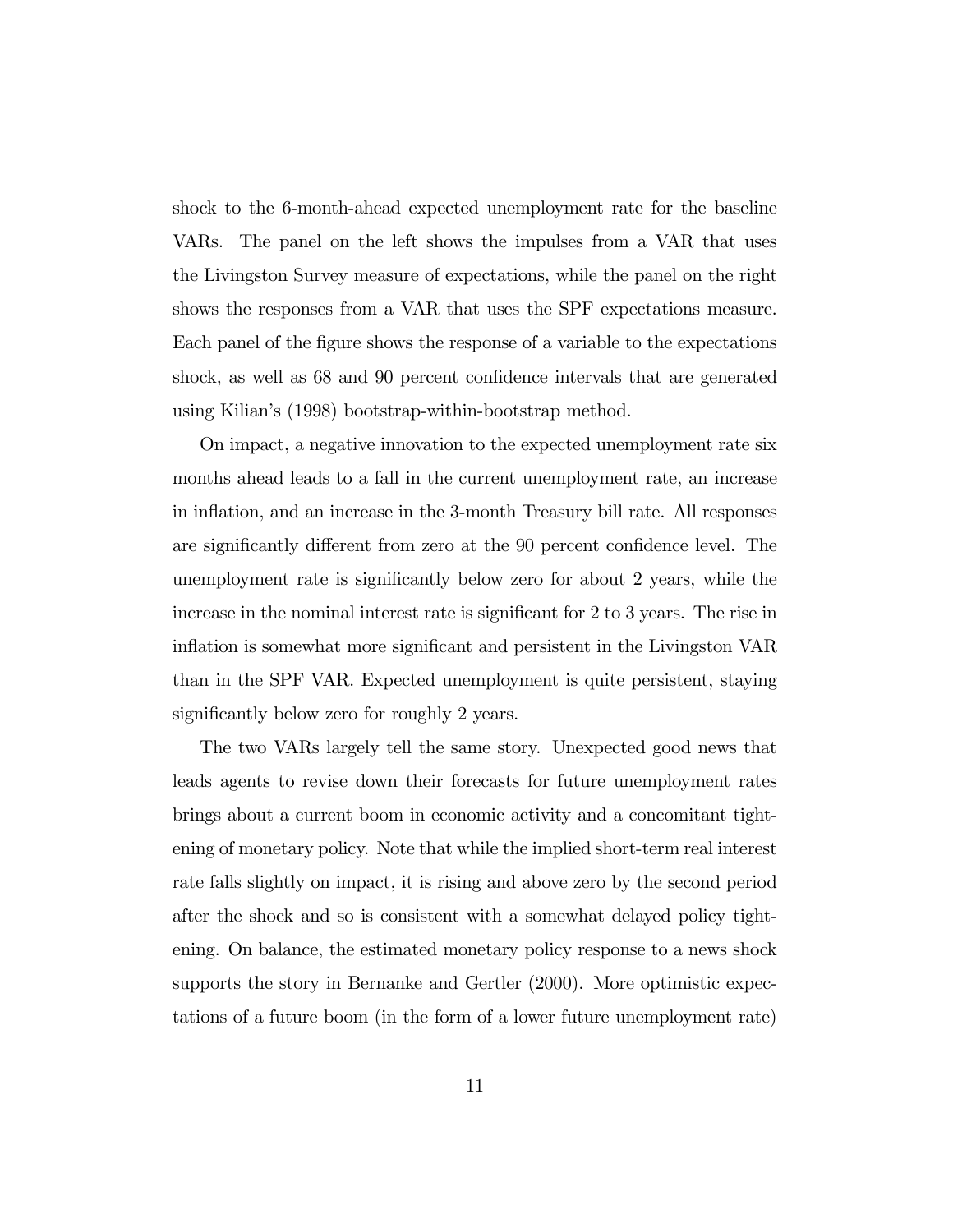shock to the 6-month-ahead expected unemployment rate for the baseline VARs. The panel on the left shows the impulses from a VAR that uses the Livingston Survey measure of expectations, while the panel on the right shows the responses from a VAR that uses the SPF expectations measure. Each panel of the figure shows the response of a variable to the expectations shock, as well as 68 and 90 percent confidence intervals that are generated using Kilian's (1998) bootstrap-within-bootstrap method.

On impact, a negative innovation to the expected unemployment rate six months ahead leads to a fall in the current unemployment rate, an increase in inflation, and an increase in the 3-month Treasury bill rate. All responses are significantly different from zero at the 90 percent confidence level. The unemployment rate is significantly below zero for about 2 years, while the increase in the nominal interest rate is significant for 2 to 3 years. The rise in inflation is somewhat more significant and persistent in the Livingston VAR than in the SPF VAR. Expected unemployment is quite persistent, staying significantly below zero for roughly 2 years.

The two VARs largely tell the same story. Unexpected good news that leads agents to revise down their forecasts for future unemployment rates brings about a current boom in economic activity and a concomitant tightening of monetary policy. Note that while the implied short-term real interest rate falls slightly on impact, it is rising and above zero by the second period after the shock and so is consistent with a somewhat delayed policy tightening. On balance, the estimated monetary policy response to a news shock supports the story in Bernanke and Gertler (2000). More optimistic expectations of a future boom (in the form of a lower future unemployment rate)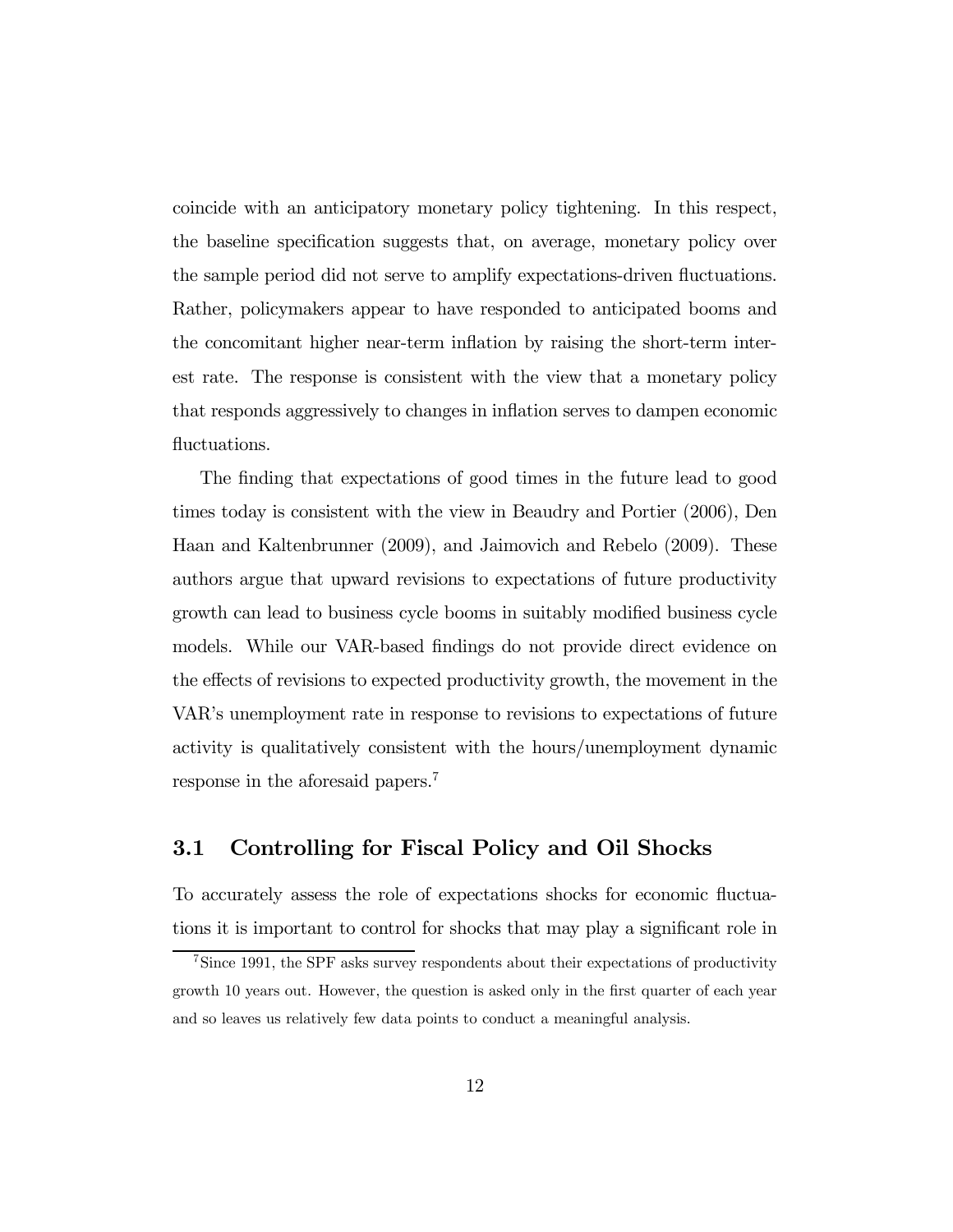coincide with an anticipatory monetary policy tightening. In this respect, the baseline specification suggests that, on average, monetary policy over the sample period did not serve to amplify expectations-driven fluctuations. Rather, policymakers appear to have responded to anticipated booms and the concomitant higher near-term inflation by raising the short-term interest rate. The response is consistent with the view that a monetary policy that responds aggressively to changes in inflation serves to dampen economic fluctuations.

The finding that expectations of good times in the future lead to good times today is consistent with the view in Beaudry and Portier (2006), Den Haan and Kaltenbrunner (2009), and Jaimovich and Rebelo (2009). These authors argue that upward revisions to expectations of future productivity growth can lead to business cycle booms in suitably modified business cycle models. While our VAR-based findings do not provide direct evidence on the effects of revisions to expected productivity growth, the movement in the VAR's unemployment rate in response to revisions to expectations of future activity is qualitatively consistent with the hours/unemployment dynamic response in the aforesaid papers.[7]

## 3.1 Controlling for Fiscal Policy and Oil Shocks

To accurately assess the role of expectations shocks for economic fluctuations it is important to control for shocks that may play a significant role in

[7] Since 1991, the SPF asks survey respondents about their expectations of productivity growth 10 years out. However, the question is asked only in the first quarter of each year and so leaves us relatively few data points to conduct a meaningful analysis.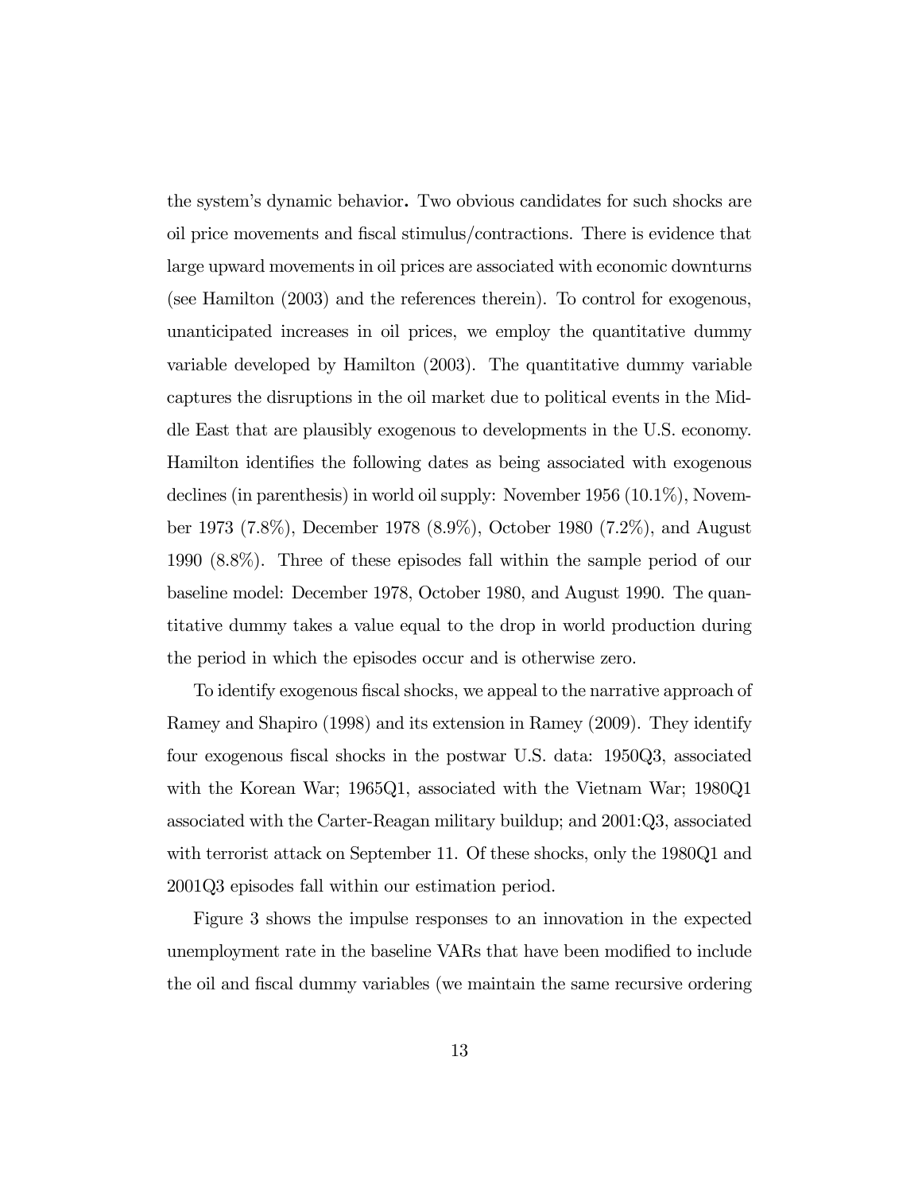the system's dynamic behavior**.** Two obvious candidates for such shocks are oil price movements and fiscal stimulus/contractions. There is evidence that large upward movements in oil prices are associated with economic downturns (see Hamilton (2003) and the references therein). To control for exogenous, unanticipated increases in oil prices, we employ the quantitative dummy variable developed by Hamilton (2003). The quantitative dummy variable captures the disruptions in the oil market due to political events in the Middle East that are plausibly exogenous to developments in the U.S. economy. Hamilton identifies the following dates as being associated with exogenous declines (in parenthesis) in world oil supply: November 1956 (10.1%), November 1973 (7.8%), December 1978 (8.9%), October 1980 (7.2%), and August 1990 (8.8%). Three of these episodes fall within the sample period of our baseline model: December 1978, October 1980, and August 1990. The quantitative dummy takes a value equal to the drop in world production during the period in which the episodes occur and is otherwise zero.

To identify exogenous fiscal shocks, we appeal to the narrative approach of Ramey and Shapiro (1998) and its extension in Ramey (2009). They identify four exogenous fiscal shocks in the postwar U.S. data: 1950Q3, associated with the Korean War; 1965Q1, associated with the Vietnam War; 1980Q1 associated with the Carter-Reagan military buildup; and 2001:Q3, associated with terrorist attack on September 11. Of these shocks, only the 1980Q1 and 2001Q3 episodes fall within our estimation period.

Figure 3 shows the impulse responses to an innovation in the expected unemployment rate in the baseline VARs that have been modified to include the oil and fiscal dummy variables (we maintain the same recursive ordering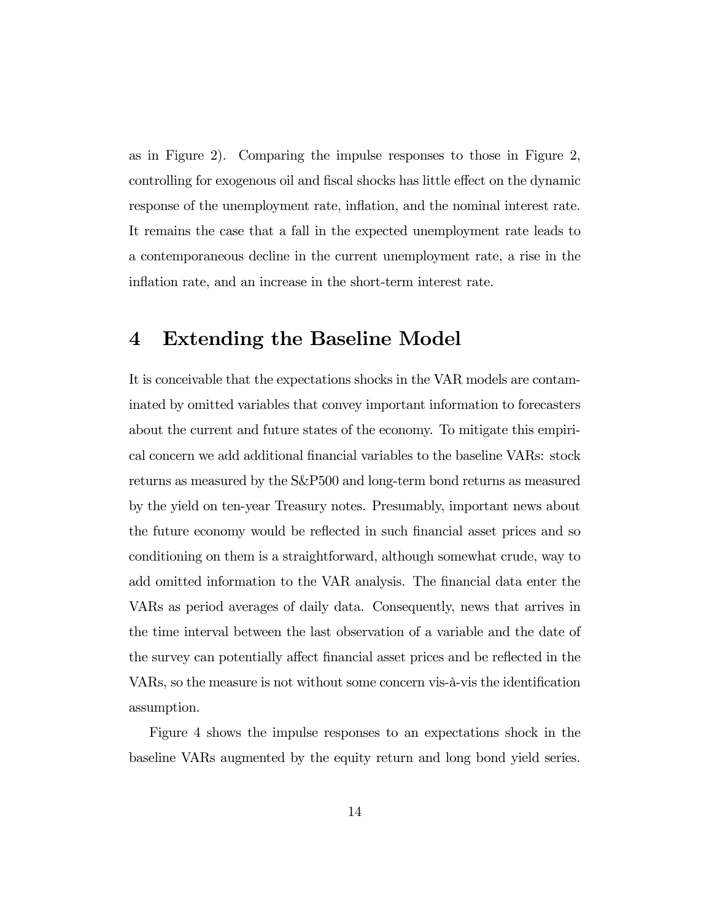as in Figure 2). Comparing the impulse responses to those in Figure 2, controlling for exogenous oil and fiscal shocks has little effect on the dynamic response of the unemployment rate, inflation, and the nominal interest rate. It remains the case that a fall in the expected unemployment rate leads to a contemporaneous decline in the current unemployment rate, a rise in the inflation rate, and an increase in the short-term interest rate.

# 4 Extending the Baseline Model

It is conceivable that the expectations shocks in the VAR models are contaminated by omitted variables that convey important information to forecasters about the current and future states of the economy. To mitigate this empirical concern we add additional financial variables to the baseline VARs: stock returns as measured by the S&P500 and long-term bond returns as measured by the yield on ten-year Treasury notes. Presumably, important news about the future economy would be reflected in such financial asset prices and so conditioning on them is a straightforward, although somewhat crude, way to add omitted information to the VAR analysis. The financial data enter the VARs as period averages of daily data. Consequently, news that arrives in the time interval between the last observation of a variable and the date of the survey can potentially affect financial asset prices and be reflected in the VARs, so the measure is not without some concern vis-à-vis the identification assumption.

Figure 4 shows the impulse responses to an expectations shock in the baseline VARs augmented by the equity return and long bond yield series.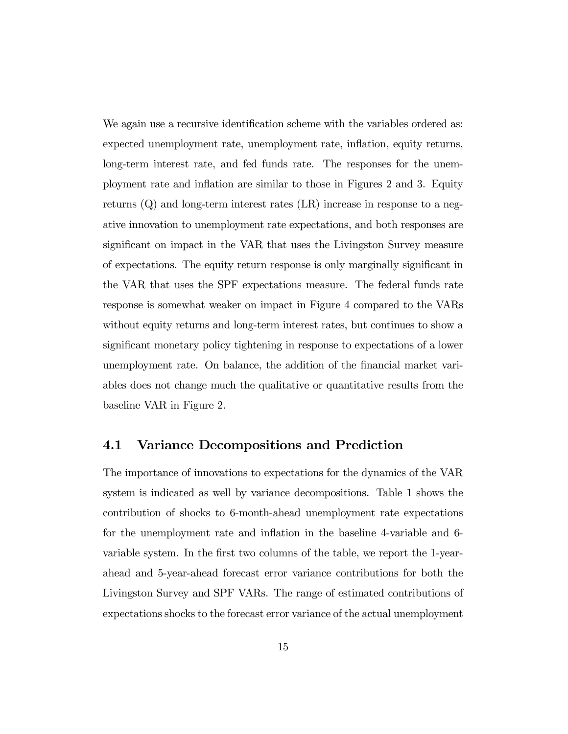We again use a recursive identification scheme with the variables ordered as: expected unemployment rate, unemployment rate, inflation, equity returns, long-term interest rate, and fed funds rate. The responses for the unemployment rate and inflation are similar to those in Figures 2 and 3. Equity returns (Q) and long-term interest rates (LR) increase in response to a negative innovation to unemployment rate expectations, and both responses are significant on impact in the VAR that uses the Livingston Survey measure of expectations. The equity return response is only marginally significant in the VAR that uses the SPF expectations measure. The federal funds rate response is somewhat weaker on impact in Figure 4 compared to the VARs without equity returns and long-term interest rates, but continues to show a significant monetary policy tightening in response to expectations of a lower unemployment rate. On balance, the addition of the financial market variables does not change much the qualitative or quantitative results from the baseline VAR in Figure 2.

## 4.1 Variance Decompositions and Prediction

The importance of innovations to expectations for the dynamics of the VAR system is indicated as well by variance decompositions. Table 1 shows the contribution of shocks to 6-month-ahead unemployment rate expectations for the unemployment rate and inflation in the baseline 4-variable and 6-variable system. In the first two columns of the table, we report the 1-year-ahead and 5-year-ahead forecast error variance contributions for both the Livingston Survey and SPF VARs. The range of estimated contributions of expectations shocks to the forecast error variance of the actual unemployment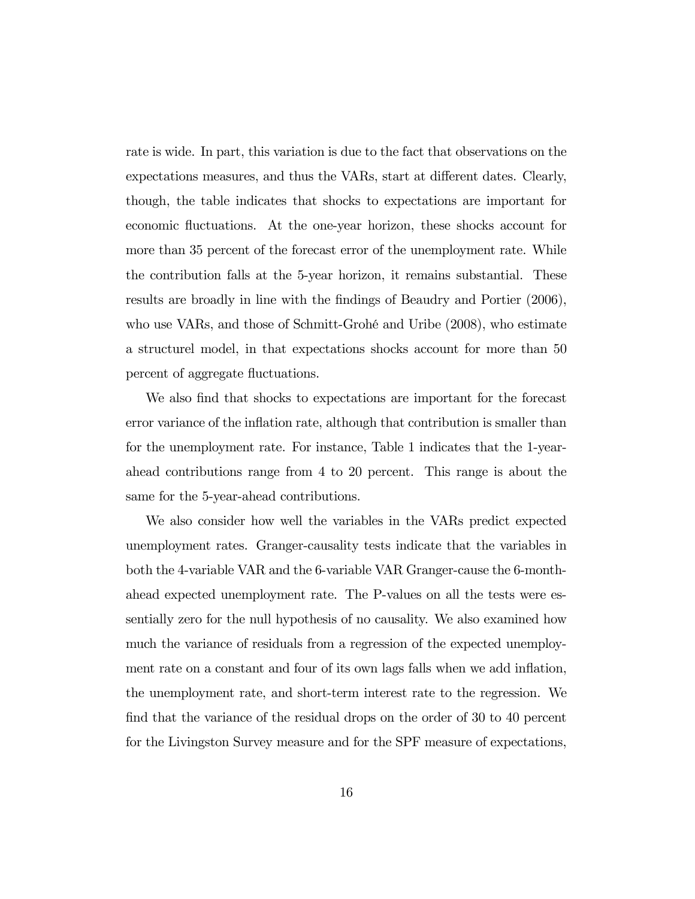rate is wide. In part, this variation is due to the fact that observations on the expectations measures, and thus the VARs, start at different dates. Clearly, though, the table indicates that shocks to expectations are important for economic fluctuations. At the one-year horizon, these shocks account for more than 35 percent of the forecast error of the unemployment rate. While the contribution falls at the 5-year horizon, it remains substantial. These results are broadly in line with the findings of Beaudry and Portier (2006), who use VARs, and those of Schmitt-Grohé and Uribe (2008), who estimate a structurel model, in that expectations shocks account for more than 50 percent of aggregate fluctuations.

We also find that shocks to expectations are important for the forecast error variance of the inflation rate, although that contribution is smaller than for the unemployment rate. For instance, Table 1 indicates that the 1-year-ahead contributions range from 4 to 20 percent. This range is about the same for the 5-year-ahead contributions.

We also consider how well the variables in the VARs predict expected unemployment rates. Granger-causality tests indicate that the variables in both the 4-variable VAR and the 6-variable VAR Granger-cause the 6-month-ahead expected unemployment rate. The P-values on all the tests were essentially zero for the null hypothesis of no causality. We also examined how much the variance of residuals from a regression of the expected unemployment rate on a constant and four of its own lags falls when we add inflation, the unemployment rate, and short-term interest rate to the regression. We find that the variance of the residual drops on the order of 30 to 40 percent for the Livingston Survey measure and for the SPF measure of expectations,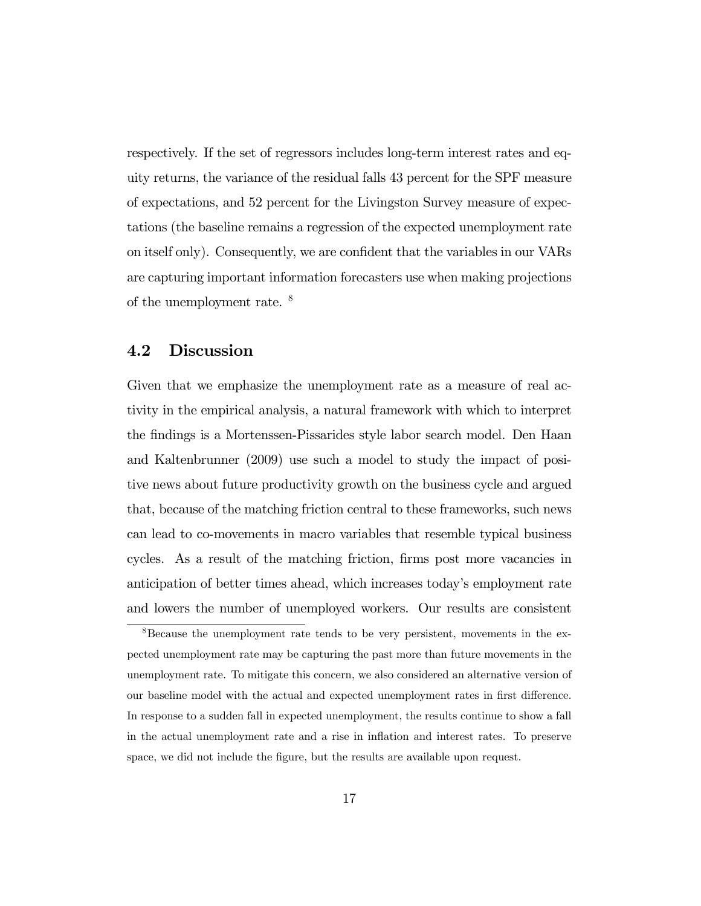respectively. If the set of regressors includes long-term interest rates and equity returns, the variance of the residual falls 43 percent for the SPF measure of expectations, and 52 percent for the Livingston Survey measure of expectations (the baseline remains a regression of the expected unemployment rate on itself only). Consequently, we are confident that the variables in our VARs are capturing important information forecasters use when making projections of the unemployment rate. [8]

## 4.2 Discussion

Given that we emphasize the unemployment rate as a measure of real activity in the empirical analysis, a natural framework with which to interpret the findings is a Mortenssen-Pissarides style labor search model. Den Haan and Kaltenbrunner (2009) use such a model to study the impact of positive news about future productivity growth on the business cycle and argued that, because of the matching friction central to these frameworks, such news can lead to co-movements in macro variables that resemble typical business cycles. As a result of the matching friction, firms post more vacancies in anticipation of better times ahead, which increases today's employment rate and lowers the number of unemployed workers. Our results are consistent

[8] Because the unemployment rate tends to be very persistent, movements in the expected unemployment rate may be capturing the past more than future movements in the unemployment rate. To mitigate this concern, we also considered an alternative version of our baseline model with the actual and expected unemployment rates in first difference. In response to a sudden fall in expected unemployment, the results continue to show a fall in the actual unemployment rate and a rise in inflation and interest rates. To preserve space, we did not include the figure, but the results are available upon request.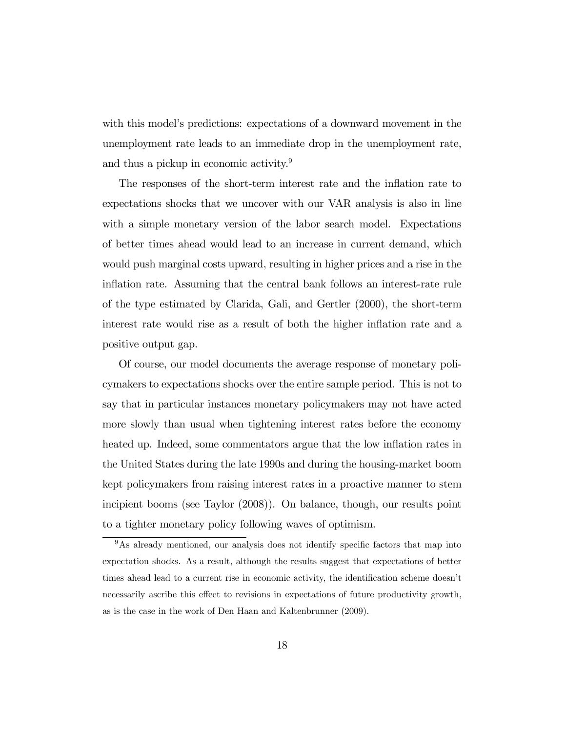with this model's predictions: expectations of a downward movement in the unemployment rate leads to an immediate drop in the unemployment rate, and thus a pickup in economic activity.[9]

The responses of the short-term interest rate and the inflation rate to expectations shocks that we uncover with our VAR analysis is also in line with a simple monetary version of the labor search model. Expectations of better times ahead would lead to an increase in current demand, which would push marginal costs upward, resulting in higher prices and a rise in the inflation rate. Assuming that the central bank follows an interest-rate rule of the type estimated by Clarida, Gali, and Gertler (2000), the short-term interest rate would rise as a result of both the higher inflation rate and a positive output gap.

Of course, our model documents the average response of monetary policymakers to expectations shocks over the entire sample period. This is not to say that in particular instances monetary policymakers may not have acted more slowly than usual when tightening interest rates before the economy heated up. Indeed, some commentators argue that the low inflation rates in the United States during the late 1990s and during the housing-market boom kept policymakers from raising interest rates in a proactive manner to stem incipient booms (see Taylor (2008)). On balance, though, our results point to a tighter monetary policy following waves of optimism.

[9] As already mentioned, our analysis does not identify specific factors that map into expectation shocks. As a result, although the results suggest that expectations of better times ahead lead to a current rise in economic activity, the identification scheme doesn't necessarily ascribe this effect to revisions in expectations of future productivity growth, as is the case in the work of Den Haan and Kaltenbrunner (2009).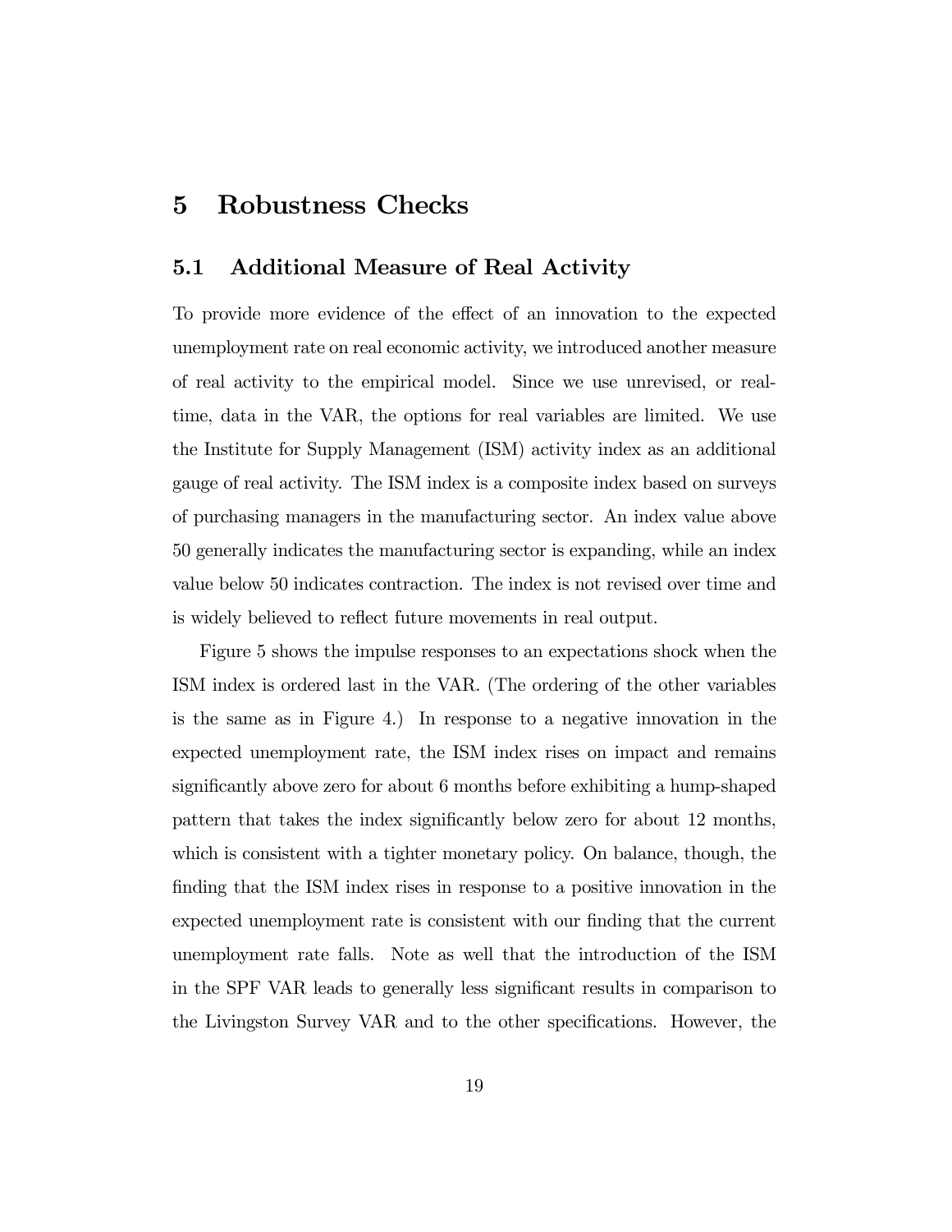# 5 Robustness Checks

## 5.1 Additional Measure of Real Activity

To provide more evidence of the effect of an innovation to the expected unemployment rate on real economic activity, we introduced another measure of real activity to the empirical model. Since we use unrevised, or real-time, data in the VAR, the options for real variables are limited. We use the Institute for Supply Management (ISM) activity index as an additional gauge of real activity. The ISM index is a composite index based on surveys of purchasing managers in the manufacturing sector. An index value above 50 generally indicates the manufacturing sector is expanding, while an index value below 50 indicates contraction. The index is not revised over time and is widely believed to reflect future movements in real output.

Figure 5 shows the impulse responses to an expectations shock when the ISM index is ordered last in the VAR. (The ordering of the other variables is the same as in Figure 4.) In response to a negative innovation in the expected unemployment rate, the ISM index rises on impact and remains significantly above zero for about 6 months before exhibiting a hump-shaped pattern that takes the index significantly below zero for about 12 months, which is consistent with a tighter monetary policy. On balance, though, the finding that the ISM index rises in response to a positive innovation in the expected unemployment rate is consistent with our finding that the current unemployment rate falls. Note as well that the introduction of the ISM in the SPF VAR leads to generally less significant results in comparison to the Livingston Survey VAR and to the other specifications. However, the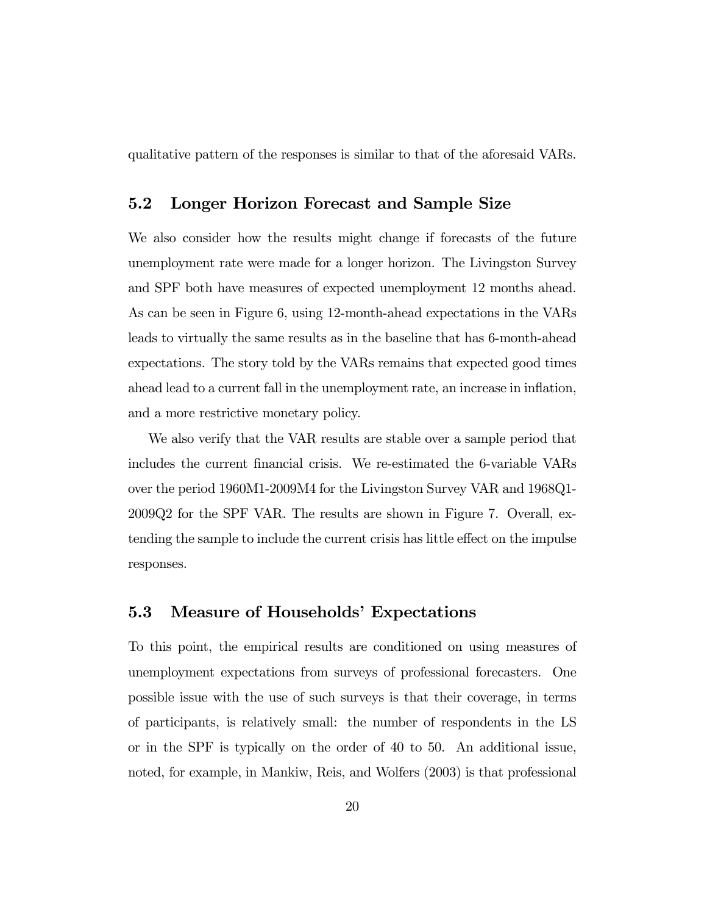qualitative pattern of the responses is similar to that of the aforesaid VARs.

## 5.2 Longer Horizon Forecast and Sample Size

We also consider how the results might change if forecasts of the future unemployment rate were made for a longer horizon. The Livingston Survey and SPF both have measures of expected unemployment 12 months ahead. As can be seen in Figure 6, using 12-month-ahead expectations in the VARs leads to virtually the same results as in the baseline that has 6-month-ahead expectations. The story told by the VARs remains that expected good times ahead lead to a current fall in the unemployment rate, an increase in inflation, and a more restrictive monetary policy.

We also verify that the VAR results are stable over a sample period that includes the current financial crisis. We re-estimated the 6-variable VARs over the period 1960M1-2009M4 for the Livingston Survey VAR and 1968Q1-2009Q2 for the SPF VAR. The results are shown in Figure 7. Overall, extending the sample to include the current crisis has little effect on the impulse responses.

## 5.3 Measure of Households' Expectations

To this point, the empirical results are conditioned on using measures of unemployment expectations from surveys of professional forecasters. One possible issue with the use of such surveys is that their coverage, in terms of participants, is relatively small: the number of respondents in the LS or in the SPF is typically on the order of 40 to 50. An additional issue, noted, for example, in Mankiw, Reis, and Wolfers (2003) is that professional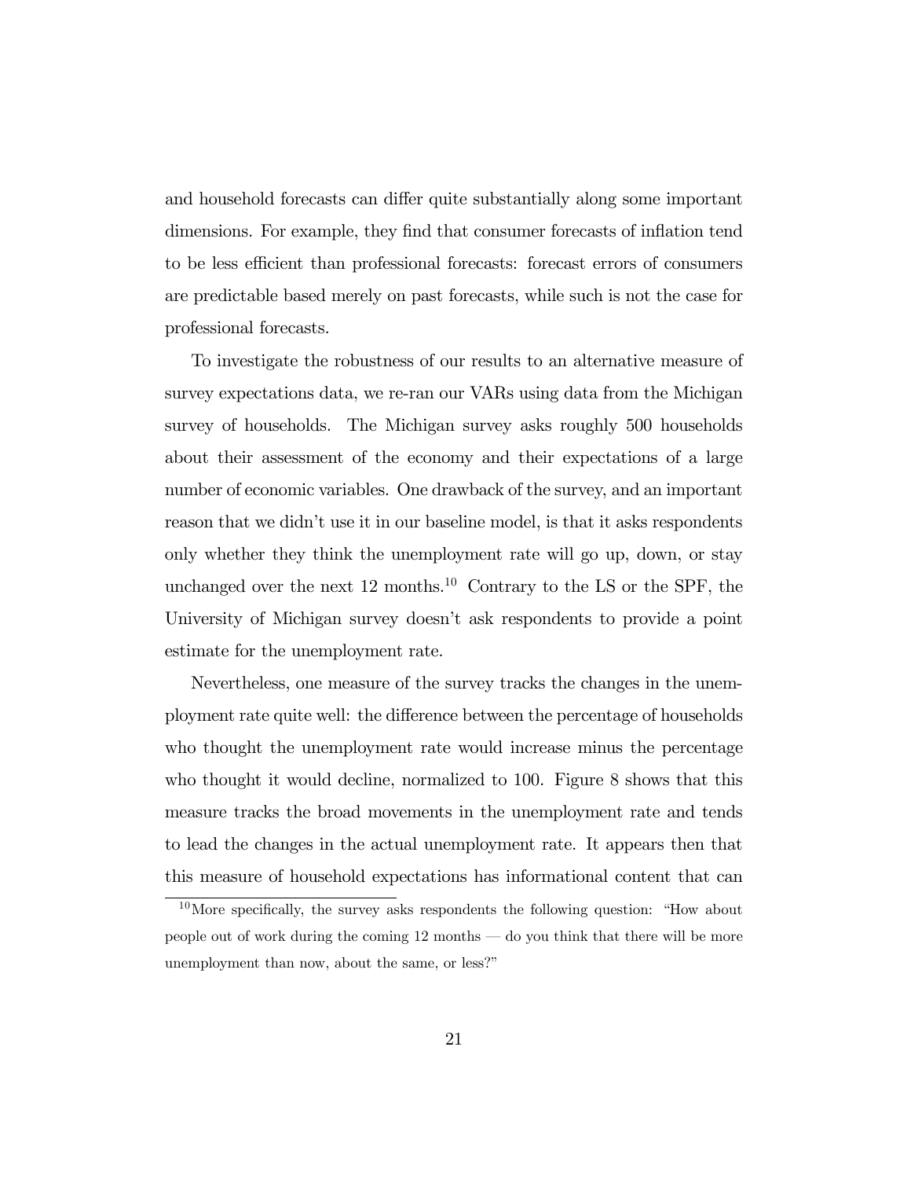and household forecasts can differ quite substantially along some important dimensions. For example, they find that consumer forecasts of inflation tend to be less efficient than professional forecasts: forecast errors of consumers are predictable based merely on past forecasts, while such is not the case for professional forecasts.

To investigate the robustness of our results to an alternative measure of survey expectations data, we re-ran our VARs using data from the Michigan survey of households. The Michigan survey asks roughly 500 households about their assessment of the economy and their expectations of a large number of economic variables. One drawback of the survey, and an important reason that we didn't use it in our baseline model, is that it asks respondents only whether they think the unemployment rate will go up, down, or stay unchanged over the next 12 months.[10] Contrary to the LS or the SPF, the University of Michigan survey doesn't ask respondents to provide a point estimate for the unemployment rate.

Nevertheless, one measure of the survey tracks the changes in the unemployment rate quite well: the difference between the percentage of households who thought the unemployment rate would increase minus the percentage who thought it would decline, normalized to 100. Figure 8 shows that this measure tracks the broad movements in the unemployment rate and tends to lead the changes in the actual unemployment rate. It appears then that this measure of household expectations has informational content that can

[10] More specifically, the survey asks respondents the following question: "How about people out of work during the coming 12 months — do you think that there will be more unemployment than now, about the same, or less?"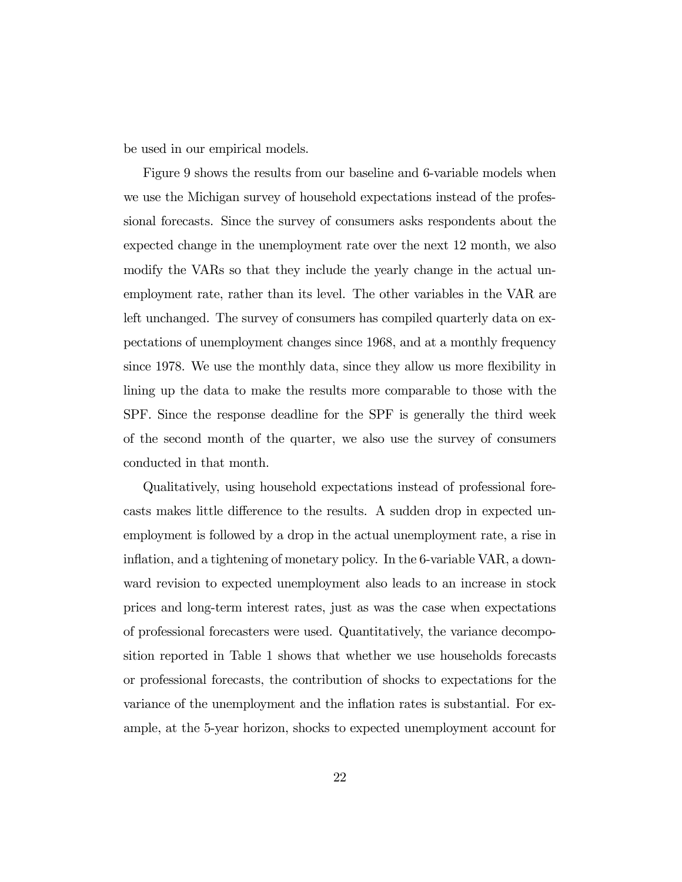be used in our empirical models.

Figure 9 shows the results from our baseline and 6-variable models when we use the Michigan survey of household expectations instead of the professional forecasts. Since the survey of consumers asks respondents about the expected change in the unemployment rate over the next 12 month, we also modify the VARs so that they include the yearly change in the actual unemployment rate, rather than its level. The other variables in the VAR are left unchanged. The survey of consumers has compiled quarterly data on expectations of unemployment changes since 1968, and at a monthly frequency since 1978. We use the monthly data, since they allow us more flexibility in lining up the data to make the results more comparable to those with the SPF. Since the response deadline for the SPF is generally the third week of the second month of the quarter, we also use the survey of consumers conducted in that month.

Qualitatively, using household expectations instead of professional forecasts makes little difference to the results. A sudden drop in expected unemployment is followed by a drop in the actual unemployment rate, a rise in inflation, and a tightening of monetary policy. In the 6-variable VAR, a downward revision to expected unemployment also leads to an increase in stock prices and long-term interest rates, just as was the case when expectations of professional forecasters were used. Quantitatively, the variance decomposition reported in Table 1 shows that whether we use households forecasts or professional forecasts, the contribution of shocks to expectations for the variance of the unemployment and the inflation rates is substantial. For example, at the 5-year horizon, shocks to expected unemployment account for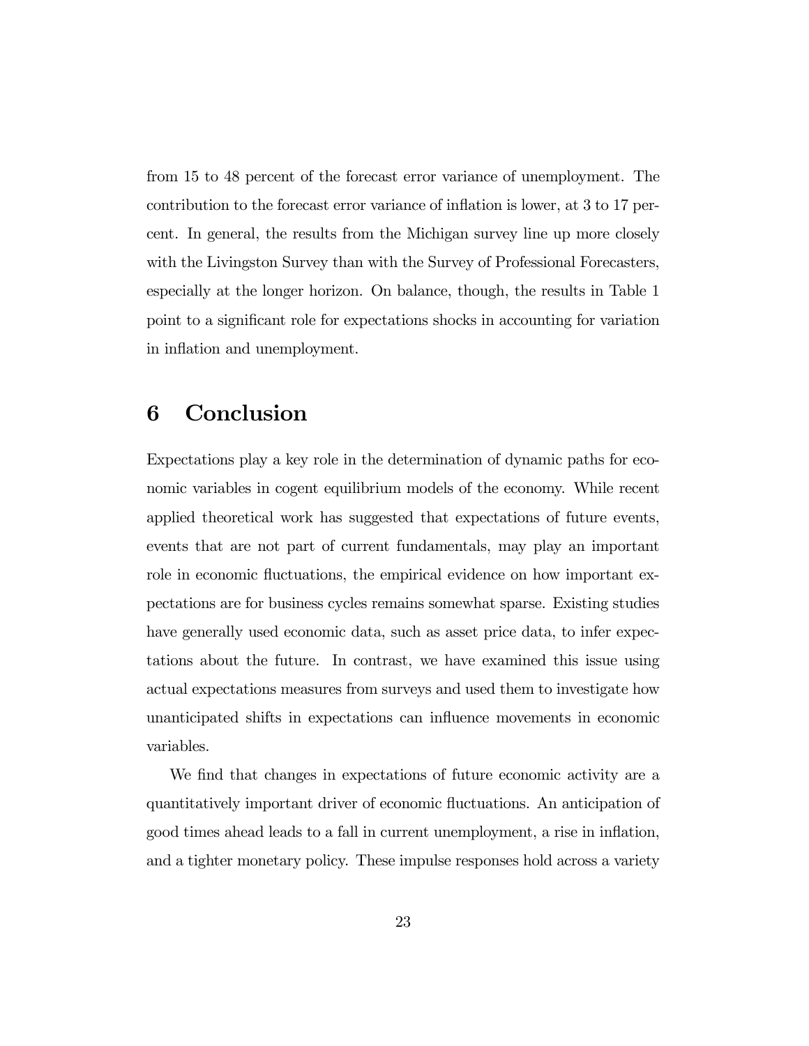from 15 to 48 percent of the forecast error variance of unemployment. The contribution to the forecast error variance of inflation is lower, at 3 to 17 percent. In general, the results from the Michigan survey line up more closely with the Livingston Survey than with the Survey of Professional Forecasters, especially at the longer horizon. On balance, though, the results in Table 1 point to a significant role for expectations shocks in accounting for variation in inflation and unemployment.

# 6 Conclusion

Expectations play a key role in the determination of dynamic paths for economic variables in cogent equilibrium models of the economy. While recent applied theoretical work has suggested that expectations of future events, events that are not part of current fundamentals, may play an important role in economic fluctuations, the empirical evidence on how important expectations are for business cycles remains somewhat sparse. Existing studies have generally used economic data, such as asset price data, to infer expectations about the future. In contrast, we have examined this issue using actual expectations measures from surveys and used them to investigate how unanticipated shifts in expectations can influence movements in economic variables.

We find that changes in expectations of future economic activity are a quantitatively important driver of economic fluctuations. An anticipation of good times ahead leads to a fall in current unemployment, a rise in inflation, and a tighter monetary policy. These impulse responses hold across a variety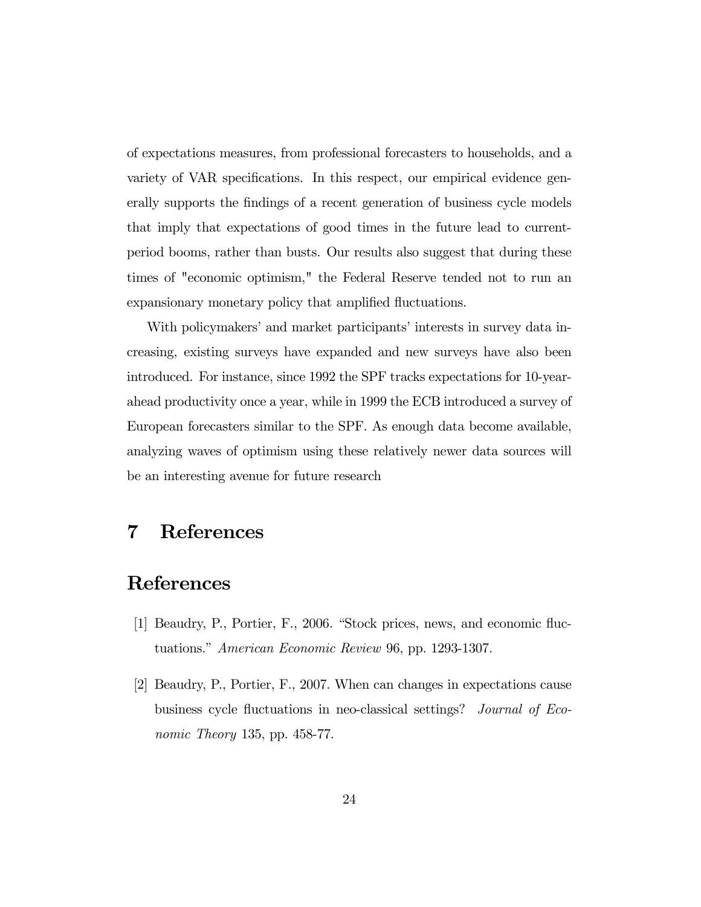of expectations measures, from professional forecasters to households, and a variety of VAR specifications. In this respect, our empirical evidence generally supports the findings of a recent generation of business cycle models that imply that expectations of good times in the future lead to current-period booms, rather than busts. Our results also suggest that during these times of "economic optimism," the Federal Reserve tended not to run an expansionary monetary policy that amplified fluctuations.

With policymakers' and market participants' interests in survey data increasing, existing surveys have expanded and new surveys have also been introduced. For instance, since 1992 the SPF tracks expectations for 10-year-ahead productivity once a year, while in 1999 the ECB introduced a survey of European forecasters similar to the SPF. As enough data become available, analyzing waves of optimism using these relatively newer data sources will be an interesting avenue for future research

# 7 References

# References

[1] Beaudry, P., Portier, F., 2006. "Stock prices, news, and economic fluctuations." *American Economic Review* 96, pp. 1293-1307.

[2] Beaudry, P., Portier, F., 2007. When can changes in expectations cause business cycle fluctuations in neo-classical settings? *Journal of Economic Theory* 135, pp. 458-77.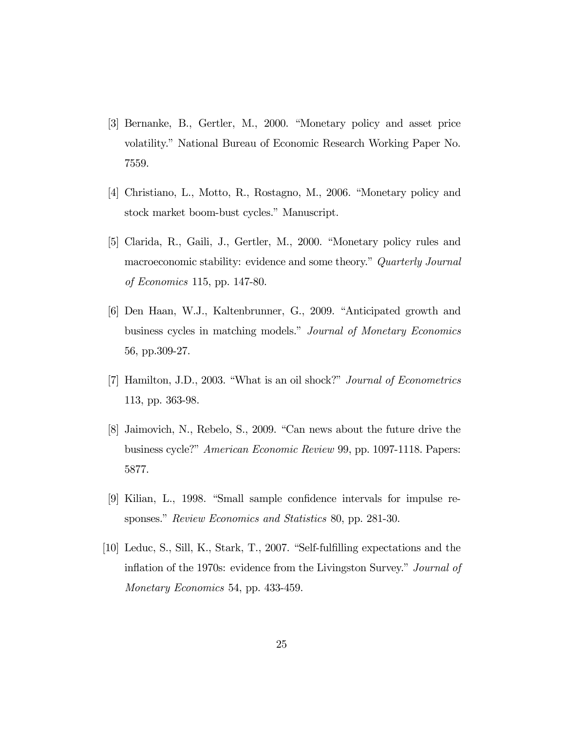[3] Bernanke, B., Gertler, M., 2000. "Monetary policy and asset price volatility." National Bureau of Economic Research Working Paper No. 7559.

[4] Christiano, L., Motto, R., Rostagno, M., 2006. "Monetary policy and stock market boom-bust cycles." Manuscript.

[5] Clarida, R., Gaili, J., Gertler, M., 2000. "Monetary policy rules and macroeconomic stability: evidence and some theory." *Quarterly Journal of Economics* 115, pp. 147-80.

[6] Den Haan, W.J., Kaltenbrunner, G., 2009. "Anticipated growth and business cycles in matching models." *Journal of Monetary Economics* 56, pp.309-27.

[7] Hamilton, J.D., 2003. "What is an oil shock?" *Journal of Econometrics* 113, pp. 363-98.

[8] Jaimovich, N., Rebelo, S., 2009. "Can news about the future drive the business cycle?" *American Economic Review* 99, pp. 1097-1118. Papers: 5877.

[9] Kilian, L., 1998. "Small sample confidence intervals for impulse responses." *Review Economics and Statistics* 80, pp. 281-30.

[10] Leduc, S., Sill, K., Stark, T., 2007. "Self-fulfilling expectations and the inflation of the 1970s: evidence from the Livingston Survey." *Journal of Monetary Economics* 54, pp. 433-459.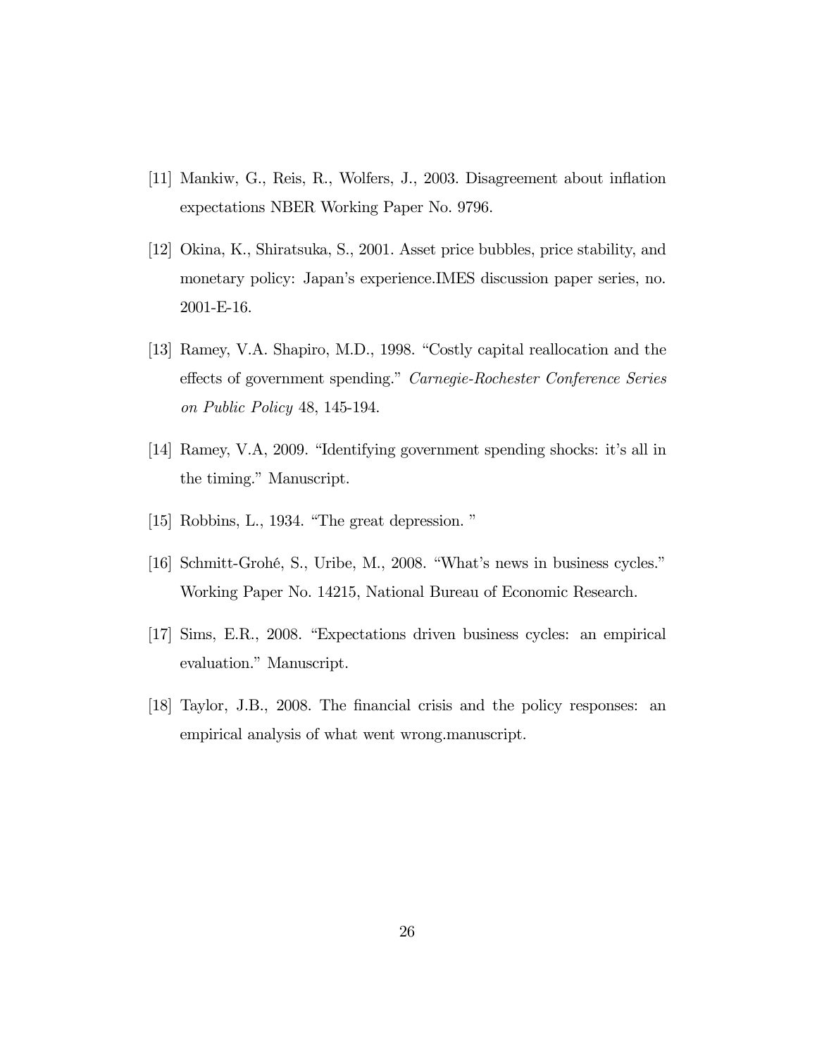[11] Mankiw, G., Reis, R., Wolfers, J., 2003. Disagreement about inflation expectations NBER Working Paper No. 9796.

[12] Okina, K., Shiratsuka, S., 2001. Asset price bubbles, price stability, and monetary policy: Japan's experience.IMES discussion paper series, no. 2001-E-16.

[13] Ramey, V.A. Shapiro, M.D., 1998. "Costly capital reallocation and the effects of government spending." *Carnegie-Rochester Conference Series on Public Policy* 48, 145-194.

[14] Ramey, V.A, 2009. "Identifying government spending shocks: it's all in the timing." Manuscript.

[15] Robbins, L., 1934. "The great depression. "

[16] Schmitt-Grohé, S., Uribe, M., 2008. "What's news in business cycles." Working Paper No. 14215, National Bureau of Economic Research.

[17] Sims, E.R., 2008. "Expectations driven business cycles: an empirical evaluation." Manuscript.

[18] Taylor, J.B., 2008. The financial crisis and the policy responses: an empirical analysis of what went wrong.manuscript.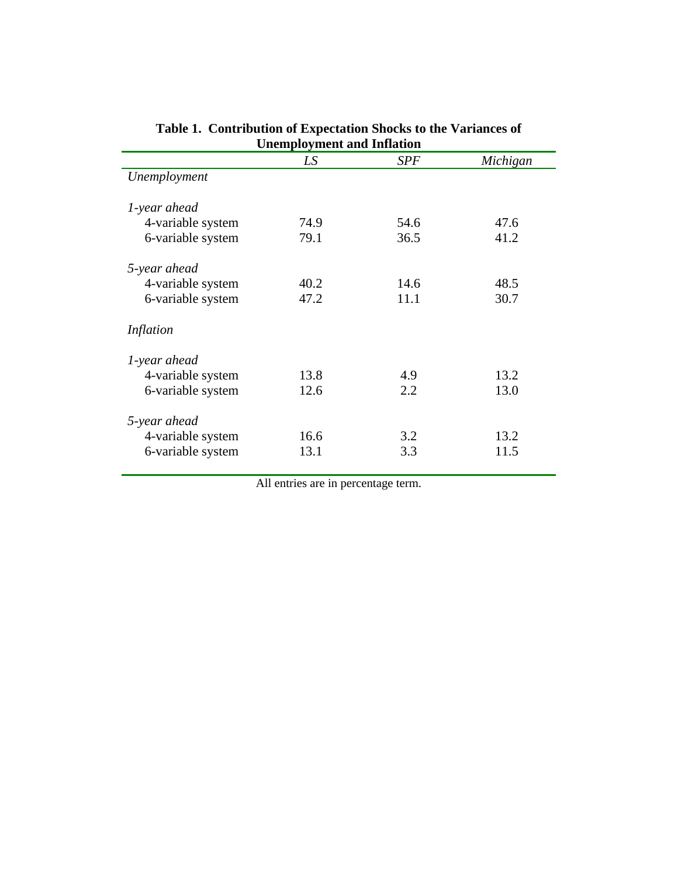**Table 1. Contribution of Expectation Shocks to the Variances of Unemployment and Inflation**

| | *LS* | *SPF* | *Michigan* |
|---|---|---|---|
| *Unemployment* | | | |
| *1-year ahead* | | | |
| 4-variable system | 74.9 | 54.6 | 47.6 |
| 6-variable system | 79.1 | 36.5 | 41.2 |
| *5-year ahead* | | | |
| 4-variable system | 40.2 | 14.6 | 48.5 |
| 6-variable system | 47.2 | 11.1 | 30.7 |
| *Inflation* | | | |
| *1-year ahead* | | | |
| 4-variable system | 13.8 | 4.9 | 13.2 |
| 6-variable system | 12.6 | 2.2 | 13.0 |
| *5-year ahead* | | | |
| 4-variable system | 16.6 | 3.2 | 13.2 |
| 6-variable system | 13.1 | 3.3 | 11.5 |

All entries are in percentage term.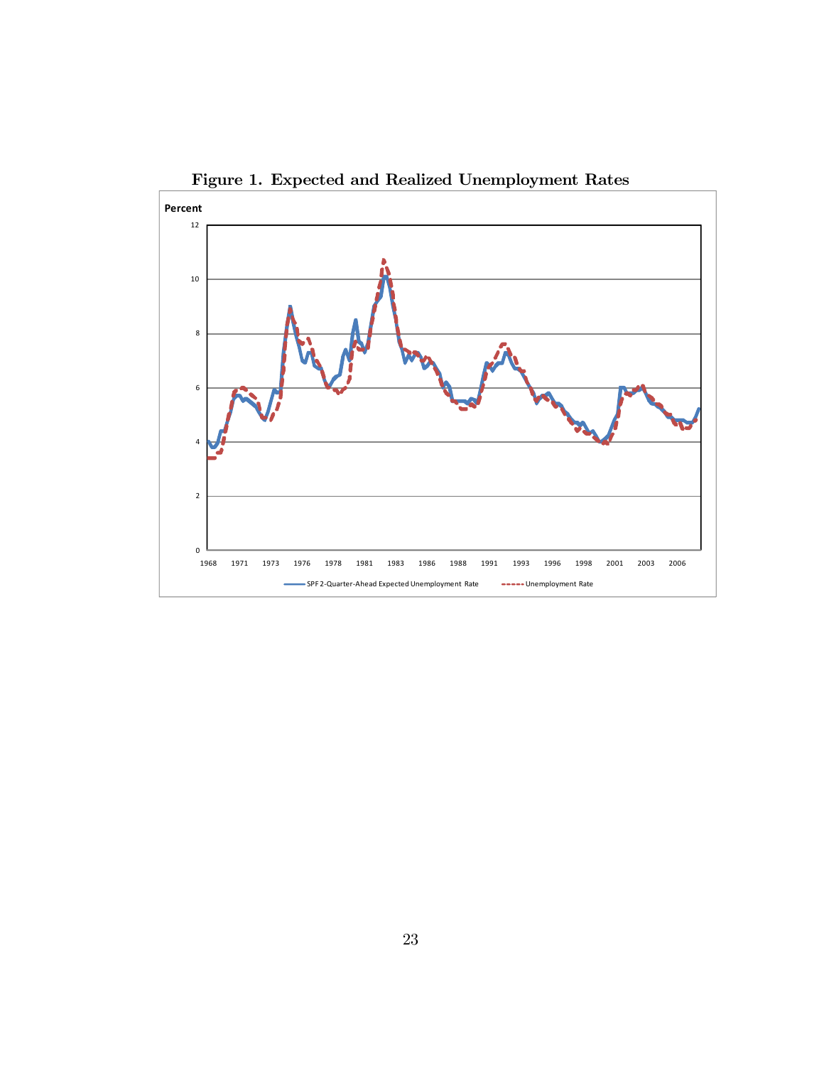**Figure 1. Expected and Realized Unemployment Rates**

Percent

SPF 2-Quarter-Ahead Expected Unemployment Rate

Unemployment Rate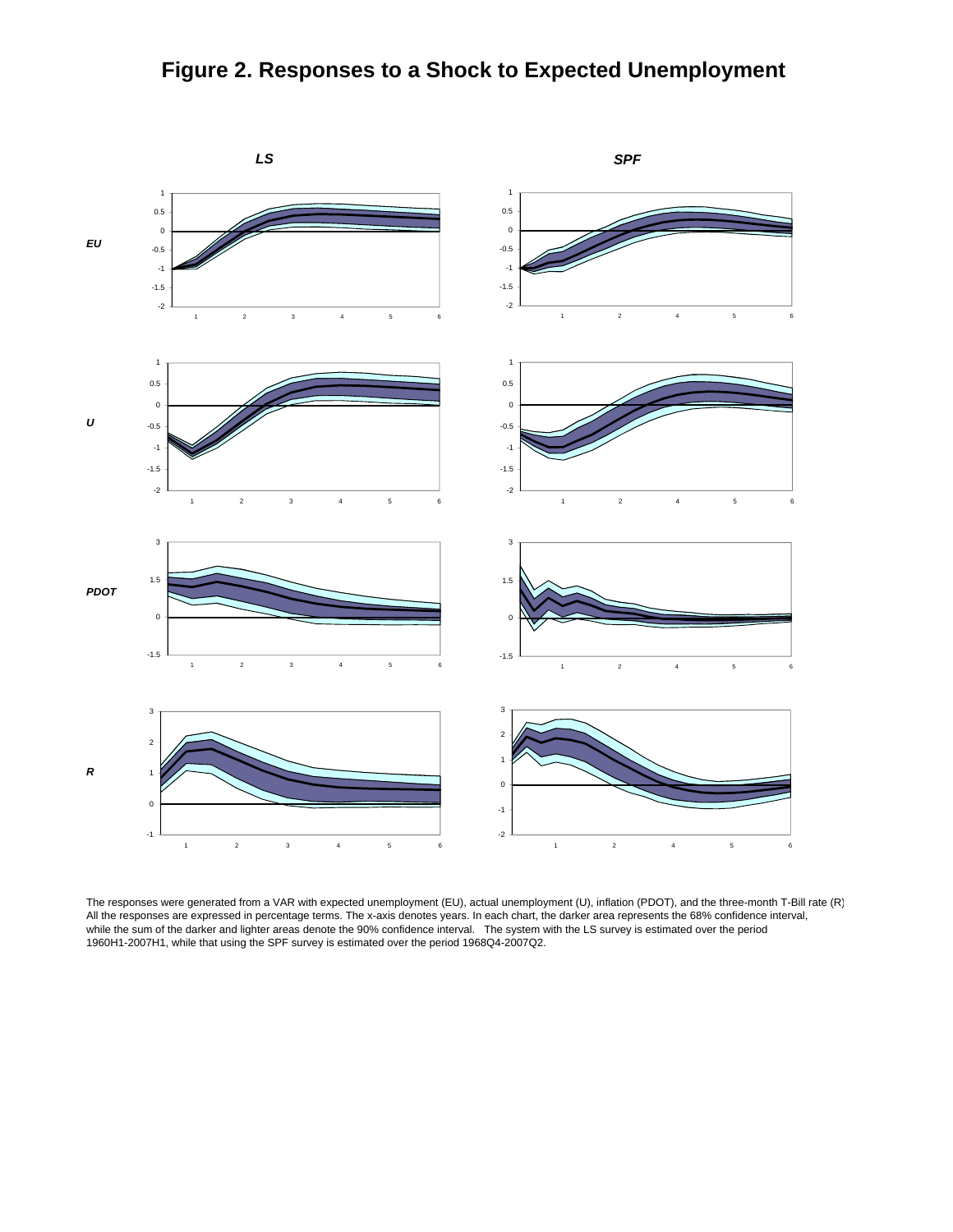# Figure 2. Responses to a Shock to Expected Unemployment

The responses were generated from a VAR with expected unemployment (EU), actual unemployment (U), inflation (PDOT), and the three-month T-Bill rate (R). All the responses are expressed in percentage terms. The x-axis denotes years. In each chart, the darker area represents the 68% confidence interval, while the sum of the darker and lighter areas denote the 90% confidence interval. The system with the LS survey is estimated over the period 1960H1-2007H1, while that using the SPF survey is estimated over the period 1968Q4-2007Q2.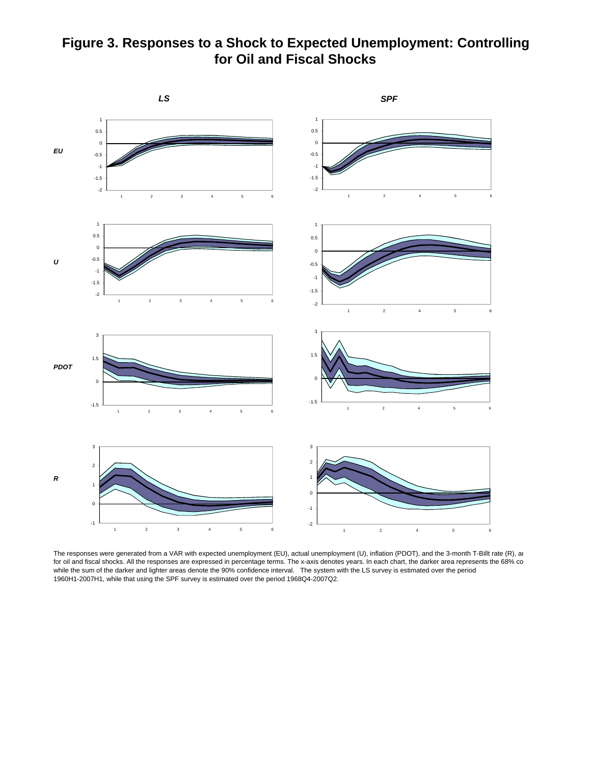# Figure 3. Responses to a Shock to Expected Unemployment: Controlling for Oil and Fiscal Shocks

The responses were generated from a VAR with expected unemployment (EU), actual unemployment (U), inflation (PDOT), and the 3-month T-Billt rate (R), ar for oil and fiscal shocks. All the responses are expressed in percentage terms. The x-axis denotes years. In each chart, the darker area represents the 68% co while the sum of the darker and lighter areas denote the 90% confidence interval. The system with the LS survey is estimated over the period 1960H1-2007H1, while that using the SPF survey is estimated over the period 1968Q4-2007Q2.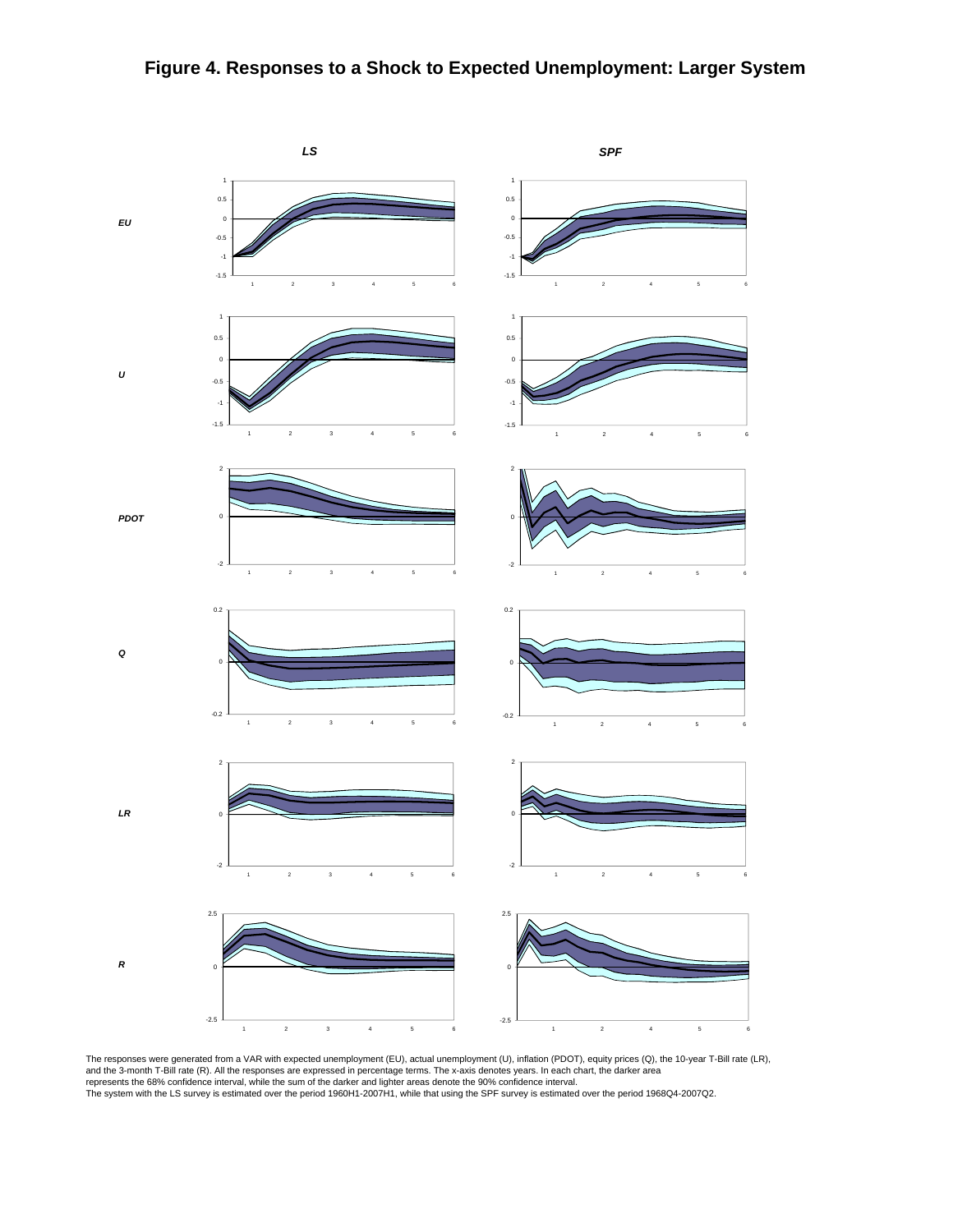# Figure 4. Responses to a Shock to Expected Unemployment: Larger System

The responses were generated from a VAR with expected unemployment (EU), actual unemployment (U), inflation (PDOT), equity prices (Q), the 10-year T-Bill rate (LR), and the 3-month T-Bill rate (R). All the responses are expressed in percentage terms. The x-axis denotes years. In each chart, the darker area represents the 68% confidence interval, while the sum of the darker and lighter areas denote the 90% confidence interval.
The system with the LS survey is estimated over the period 1960H1-2007H1, while that using the SPF survey is estimated over the period 1968Q4-2007Q2.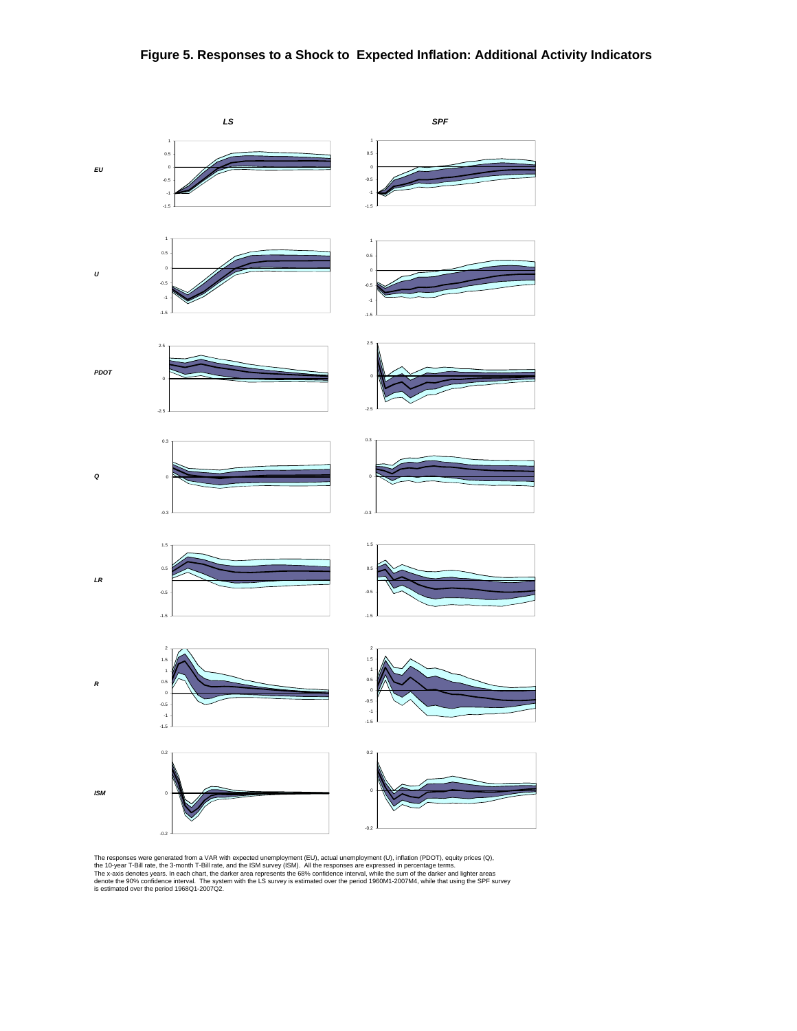# Figure 5. Responses to a Shock to Expected Inflation: Additional Activity Indicators

The responses were generated from a VAR with expected unemployment (EU), actual unemployment (U), inflation (PDOT), equity prices (Q), the 10-year T-Bill rate, the 3-month T-Bill rate, and the ISM survey (ISM). All the responses are expressed in percentage terms. The x-axis denotes years. In each chart, the darker area represents the 68% confidence interval, while the sum of the darker and lighter areas denote the 90% confidence interval. The system with the LS survey is estimated over the period 1960M1-2007M4, while that using the SPF survey is estimated over the period 1968Q1-2007Q2.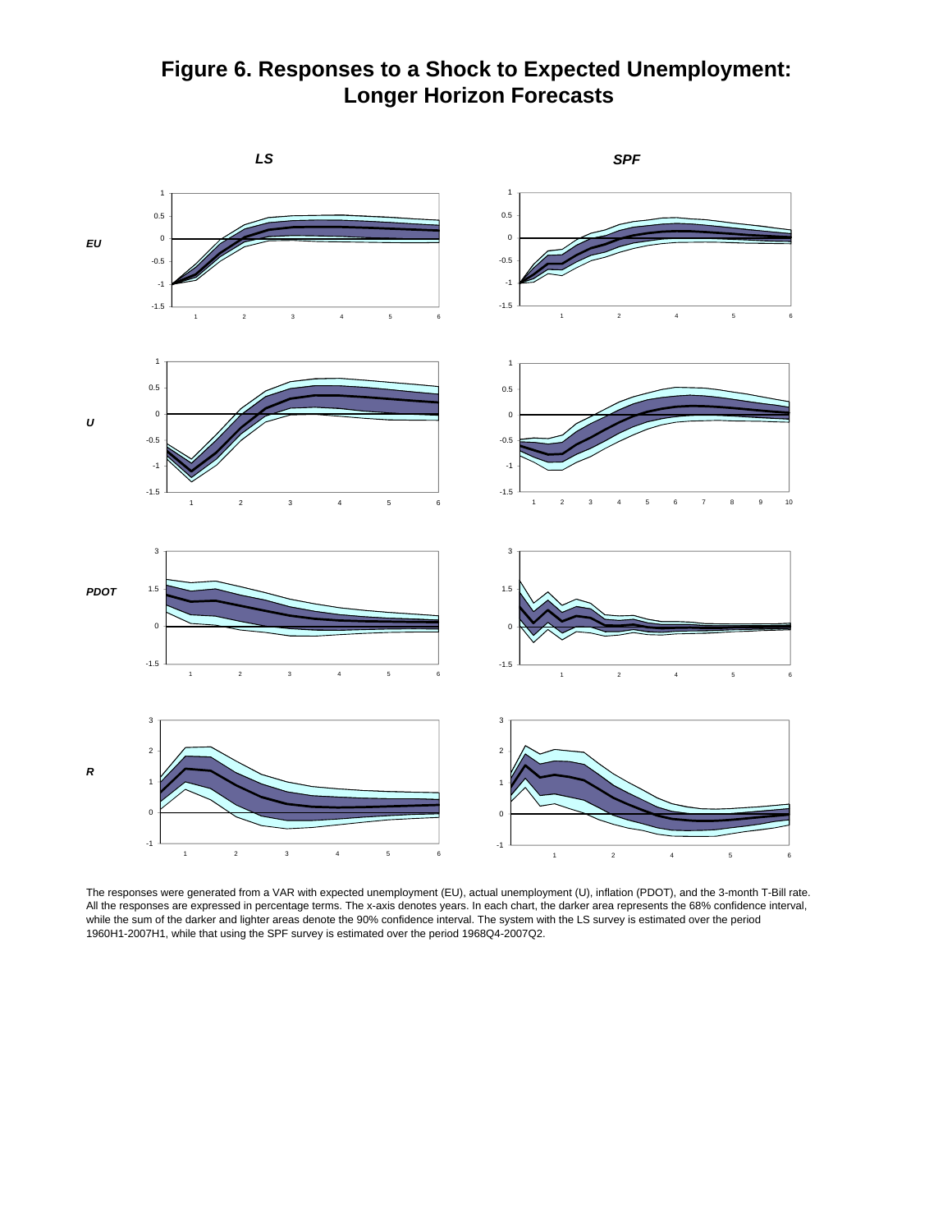# Figure 6. Responses to a Shock to Expected Unemployment: Longer Horizon Forecasts

The responses were generated from a VAR with expected unemployment (EU), actual unemployment (U), inflation (PDOT), and the 3-month T-Bill rate. All the responses are expressed in percentage terms. The x-axis denotes years. In each chart, the darker area represents the 68% confidence interval, while the sum of the darker and lighter areas denote the 90% confidence interval. The system with the LS survey is estimated over the period 1960H1-2007H1, while that using the SPF survey is estimated over the period 1968Q4-2007Q2.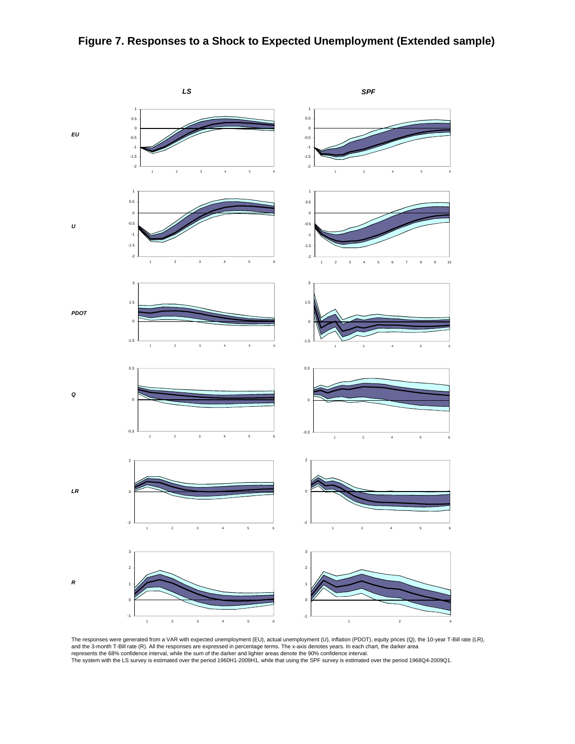# Figure 7. Responses to a Shock to Expected Unemployment (Extended sample)

The responses were generated from a VAR with expected unemployment (EU), actual unemployment (U), inflation (PDOT), equity prices (Q), the 10-year T-Bill rate (LR), and the 3-month T-Bill rate (R). All the responses are expressed in percentage terms. The x-axis denotes years. In each chart, the darker area represents the 68% confidence interval, while the sum of the darker and lighter areas denote the 90% confidence interval.
The system with the LS survey is estimated over the period 1960H1-2009H1, while that using the SPF survey is estimated over the period 1968Q4-2009Q1.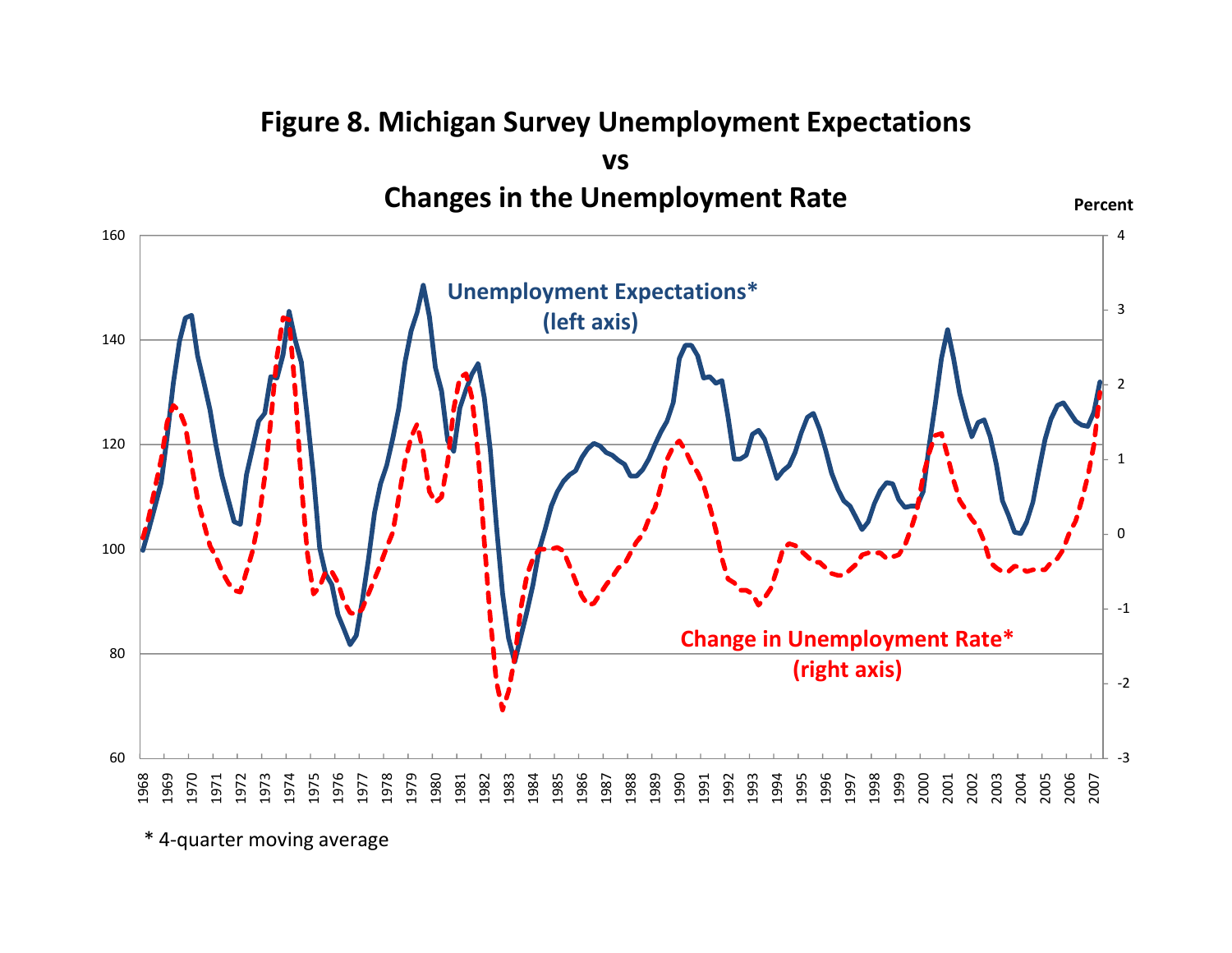# Figure 8. Michigan Survey Unemployment Expectations vs Changes in the Unemployment Rate

* 4-quarter moving average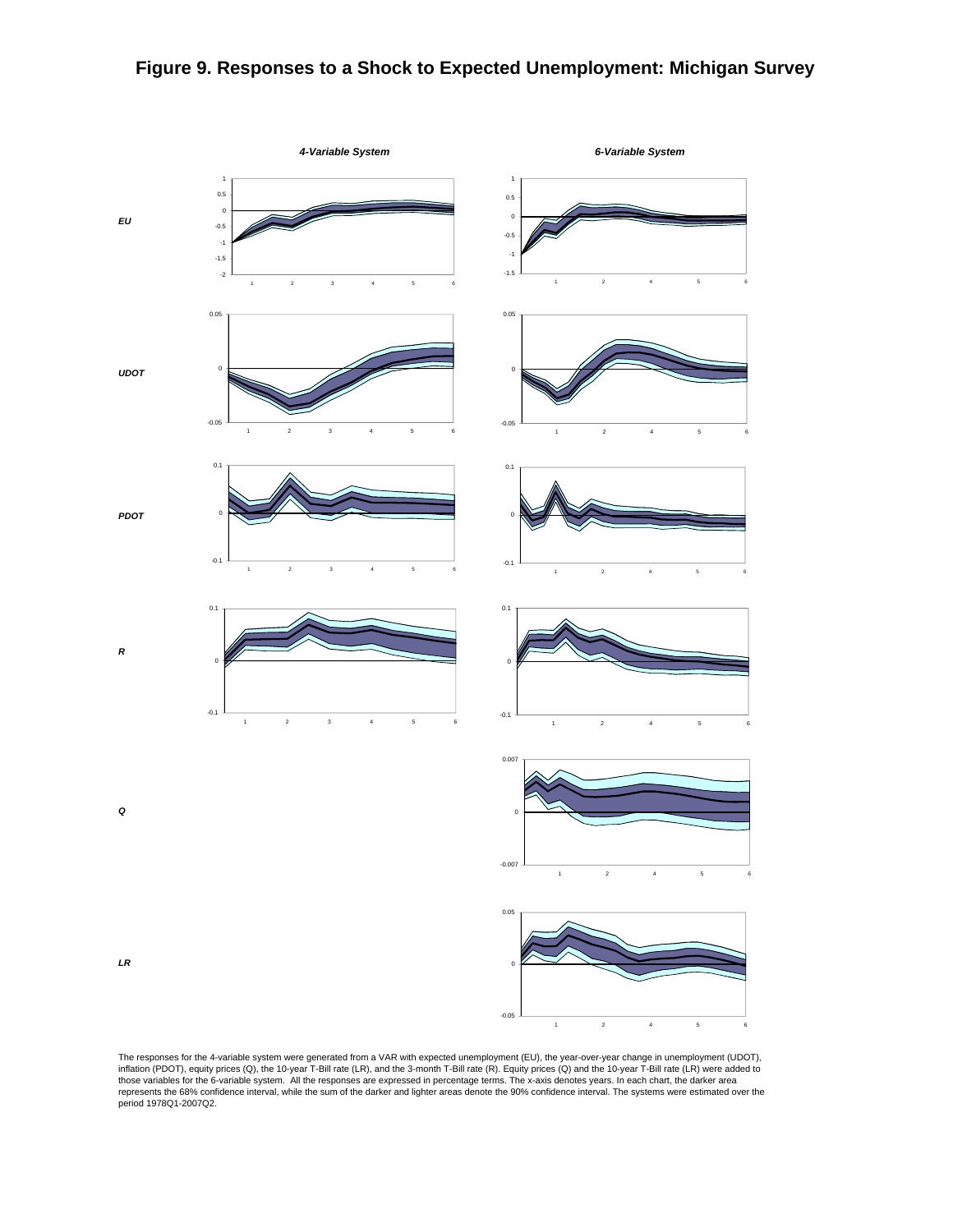# Figure 9. Responses to a Shock to Expected Unemployment: Michigan Survey

*4-Variable System*

*6-Variable System*

***EU***

1
0.5
0
-0.5
-1
-1.5
-2
1 2 3 4 5 6

1
0.5
0
-0.5
-1
-1.5
1 2 4 5 6

***UDOT***

0.05
0
-0.05
1 2 3 4 5 6

0.05
0
-0.05
1 2 4 5 6

***PDOT***

0.1
0
-0.1
1 2 3 4 5 6

0.1
0
-0.1
1 2 4 5 6

***R***

0.1
0
-0.1
1 2 3 4 5 6

0.1
0
-0.1
1 2 4 5 6

***Q***

0.007
0
-0.007
1 2 4 5 6

***LR***

0.05
0
-0.05
1 2 4 5 6

The responses for the 4-variable system were generated from a VAR with expected unemployment (EU), the year-over-year change in unemployment (UDOT), inflation (PDOT), equity prices (Q), the 10-year T-Bill rate (LR), and the 3-month T-Bill rate (R). Equity prices (Q) and the 10-year T-Bill rate (LR) were added to those variables for the 6-variable system. All the responses are expressed in percentage terms. The x-axis denotes years. In each chart, the darker area represents the 68% confidence interval, while the sum of the darker and lighter areas denote the 90% confidence interval. The systems were estimated over the period 1978Q1-2007Q2.